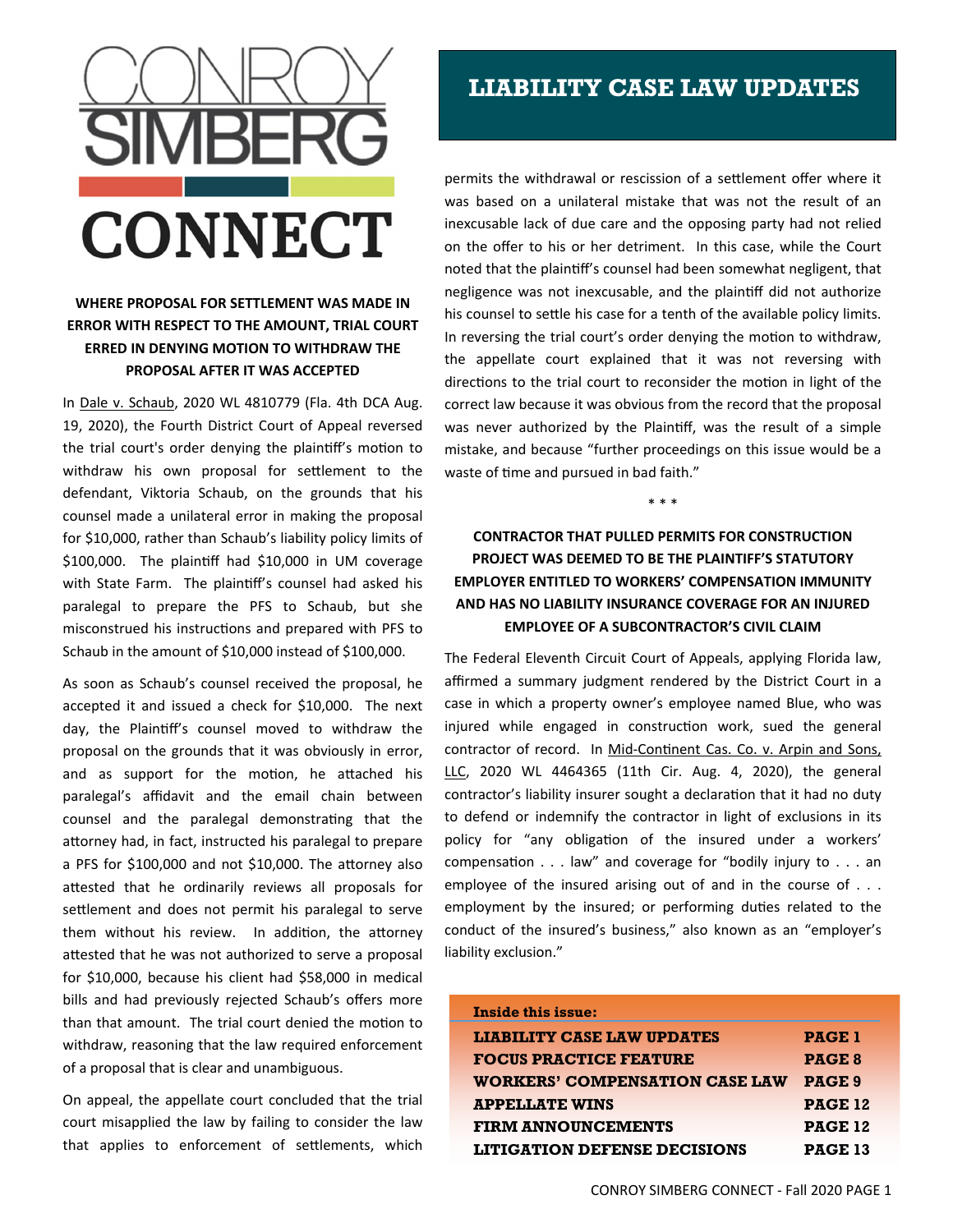# CONROY SIMBERG CONNECT

## LIABILITY CASE LAW UPDATES

### WHERE PROPOSAL FOR SETTLEMENT WAS MADE IN ERROR WITH RESPECT TO THE AMOUNT, TRIAL COURT ERRED IN DENYING MOTION TO WITHDRAW THE PROPOSAL AFTER IT WAS ACCEPTED

In Dale v. Schaub, 2020 WL 4810779 (Fla. 4th DCA Aug. 19, 2020), the Fourth District Court of Appeal reversed the trial court's order denying the plaintiff's motion to withdraw his own proposal for settlement to the defendant, Viktoria Schaub, on the grounds that his counsel made a unilateral error in making the proposal for $10,000, rather than Schaub's liability policy limits of $100,000. The plaintiff had $10,000 in UM coverage with State Farm. The plaintiff's counsel had asked his paralegal to prepare the PFS to Schaub, but she misconstrued his instructions and prepared with PFS to Schaub in the amount of $10,000 instead of $100,000.

As soon as Schaub's counsel received the proposal, he accepted it and issued a check for $10,000. The next day, the Plaintiff's counsel moved to withdraw the proposal on the grounds that it was obviously in error, and as support for the motion, he attached his paralegal's affidavit and the email chain between counsel and the paralegal demonstrating that the attorney had, in fact, instructed his paralegal to prepare a PFS for $100,000 and not $10,000. The attorney also attested that he ordinarily reviews all proposals for settlement and does not permit his paralegal to serve them without his review. In addition, the attorney attested that he was not authorized to serve a proposal for $10,000, because his client had $58,000 in medical bills and had previously rejected Schaub's offers more than that amount. The trial court denied the motion to withdraw, reasoning that the law required enforcement of a proposal that is clear and unambiguous.

On appeal, the appellate court concluded that the trial court misapplied the law by failing to consider the law that applies to enforcement of settlements, which permits the withdrawal or rescission of a settlement offer where it was based on a unilateral mistake that was not the result of an inexcusable lack of due care and the opposing party had not relied on the offer to his or her detriment. In this case, while the Court noted that the plaintiff's counsel had been somewhat negligent, that negligence was not inexcusable, and the plaintiff did not authorize his counsel to settle his case for a tenth of the available policy limits. In reversing the trial court's order denying the motion to withdraw, the appellate court explained that it was not reversing with directions to the trial court to reconsider the motion in light of the correct law because it was obvious from the record that the proposal was never authorized by the Plaintiff, was the result of a simple mistake, and because "further proceedings on this issue would be a waste of time and pursued in bad faith."

\* \* \*

### CONTRACTOR THAT PULLED PERMITS FOR CONSTRUCTION PROJECT WAS DEEMED TO BE THE PLAINTIFF'S STATUTORY EMPLOYER ENTITLED TO WORKERS' COMPENSATION IMMUNITY AND HAS NO LIABILITY INSURANCE COVERAGE FOR AN INJURED EMPLOYEE OF A SUBCONTRACTOR'S CIVIL CLAIM

The Federal Eleventh Circuit Court of Appeals, applying Florida law, affirmed a summary judgment rendered by the District Court in a case in which a property owner's employee named Blue, who was injured while engaged in construction work, sued the general contractor of record. In Mid-Continent Cas. Co. v. Arpin and Sons, LLC, 2020 WL 4464365 (11th Cir. Aug. 4, 2020), the general contractor's liability insurer sought a declaration that it had no duty to defend or indemnify the contractor in light of exclusions in its policy for "any obligation of the insured under a workers' compensation . . . law" and coverage for "bodily injury to . . . an employee of the insured arising out of and in the course of . . . employment by the insured; or performing duties related to the conduct of the insured's business," also known as an "employer's liability exclusion."

| Inside this issue: | |
|---|---|
| LIABILITY CASE LAW UPDATES | PAGE 1 |
| FOCUS PRACTICE FEATURE | PAGE 8 |
| WORKERS' COMPENSATION CASE LAW | PAGE 9 |
| APPELLATE WINS | PAGE 12 |
| FIRM ANNOUNCEMENTS | PAGE 12 |
| LITIGATION DEFENSE DECISIONS | PAGE 13 |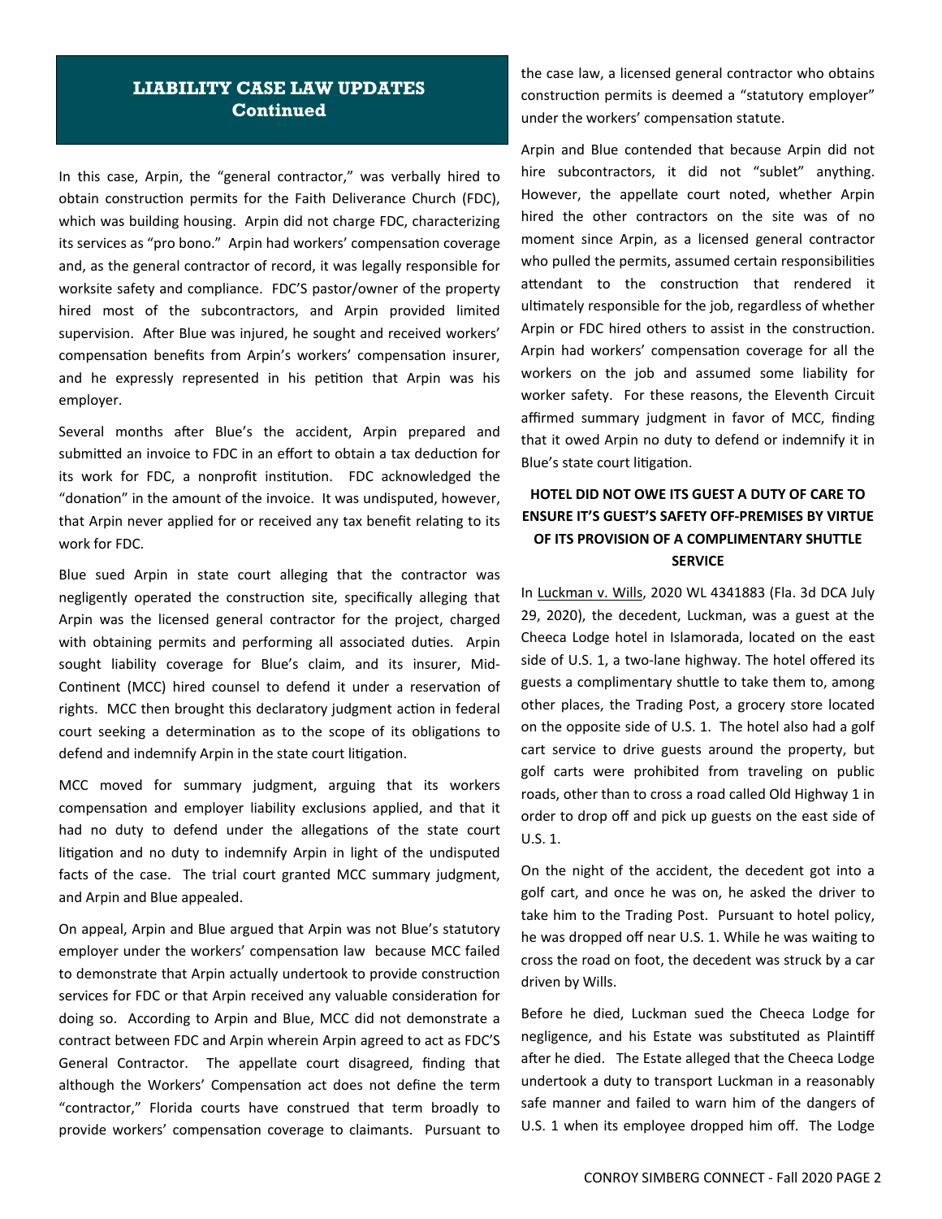## LIABILITY CASE LAW UPDATES Continued

In this case, Arpin, the "general contractor," was verbally hired to obtain construction permits for the Faith Deliverance Church (FDC), which was building housing. Arpin did not charge FDC, characterizing its services as "pro bono." Arpin had workers' compensation coverage and, as the general contractor of record, it was legally responsible for worksite safety and compliance. FDC'S pastor/owner of the property hired most of the subcontractors, and Arpin provided limited supervision. After Blue was injured, he sought and received workers' compensation benefits from Arpin's workers' compensation insurer, and he expressly represented in his petition that Arpin was his employer.

Several months after Blue's the accident, Arpin prepared and submitted an invoice to FDC in an effort to obtain a tax deduction for its work for FDC, a nonprofit institution. FDC acknowledged the "donation" in the amount of the invoice. It was undisputed, however, that Arpin never applied for or received any tax benefit relating to its work for FDC.

Blue sued Arpin in state court alleging that the contractor was negligently operated the construction site, specifically alleging that Arpin was the licensed general contractor for the project, charged with obtaining permits and performing all associated duties. Arpin sought liability coverage for Blue's claim, and its insurer, Mid-Continent (MCC) hired counsel to defend it under a reservation of rights. MCC then brought this declaratory judgment action in federal court seeking a determination as to the scope of its obligations to defend and indemnify Arpin in the state court litigation.

MCC moved for summary judgment, arguing that its workers compensation and employer liability exclusions applied, and that it had no duty to defend under the allegations of the state court litigation and no duty to indemnify Arpin in light of the undisputed facts of the case. The trial court granted MCC summary judgment, and Arpin and Blue appealed.

On appeal, Arpin and Blue argued that Arpin was not Blue's statutory employer under the workers' compensation law because MCC failed to demonstrate that Arpin actually undertook to provide construction services for FDC or that Arpin received any valuable consideration for doing so. According to Arpin and Blue, MCC did not demonstrate a contract between FDC and Arpin wherein Arpin agreed to act as FDC'S General Contractor. The appellate court disagreed, finding that although the Workers' Compensation act does not define the term "contractor," Florida courts have construed that term broadly to provide workers' compensation coverage to claimants. Pursuant to the case law, a licensed general contractor who obtains construction permits is deemed a "statutory employer" under the workers' compensation statute.

Arpin and Blue contended that because Arpin did not hire subcontractors, it did not "sublet" anything. However, the appellate court noted, whether Arpin hired the other contractors on the site was of no moment since Arpin, as a licensed general contractor who pulled the permits, assumed certain responsibilities attendant to the construction that rendered it ultimately responsible for the job, regardless of whether Arpin or FDC hired others to assist in the construction. Arpin had workers' compensation coverage for all the workers on the job and assumed some liability for worker safety. For these reasons, the Eleventh Circuit affirmed summary judgment in favor of MCC, finding that it owed Arpin no duty to defend or indemnify it in Blue's state court litigation.

### HOTEL DID NOT OWE ITS GUEST A DUTY OF CARE TO ENSURE IT'S GUEST'S SAFETY OFF-PREMISES BY VIRTUE OF ITS PROVISION OF A COMPLIMENTARY SHUTTLE SERVICE

In Luckman v. Wills, 2020 WL 4341883 (Fla. 3d DCA July 29, 2020), the decedent, Luckman, was a guest at the Cheeca Lodge hotel in Islamorada, located on the east side of U.S. 1, a two-lane highway. The hotel offered its guests a complimentary shuttle to take them to, among other places, the Trading Post, a grocery store located on the opposite side of U.S. 1. The hotel also had a golf cart service to drive guests around the property, but golf carts were prohibited from traveling on public roads, other than to cross a road called Old Highway 1 in order to drop off and pick up guests on the east side of U.S. 1.

On the night of the accident, the decedent got into a golf cart, and once he was on, he asked the driver to take him to the Trading Post. Pursuant to hotel policy, he was dropped off near U.S. 1. While he was waiting to cross the road on foot, the decedent was struck by a car driven by Wills.

Before he died, Luckman sued the Cheeca Lodge for negligence, and his Estate was substituted as Plaintiff after he died. The Estate alleged that the Cheeca Lodge undertook a duty to transport Luckman in a reasonably safe manner and failed to warn him of the dangers of U.S. 1 when its employee dropped him off. The Lodge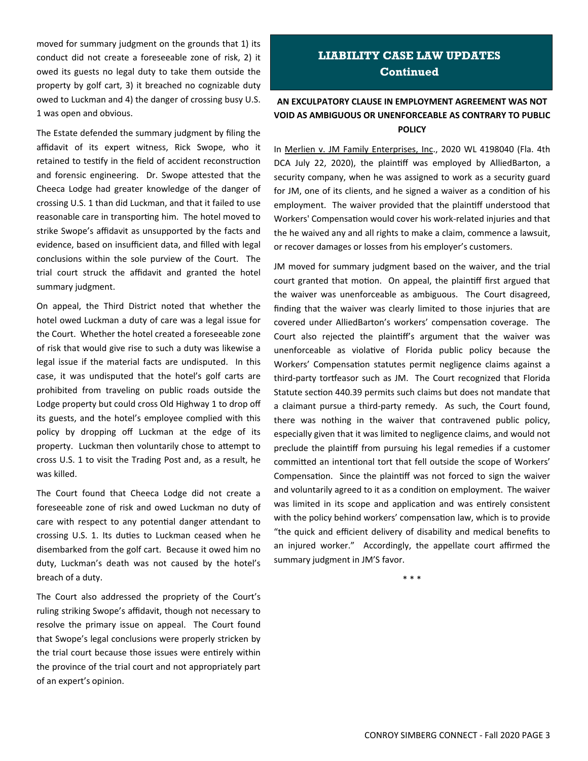moved for summary judgment on the grounds that 1) its conduct did not create a foreseeable zone of risk, 2) it owed its guests no legal duty to take them outside the property by golf cart, 3) it breached no cognizable duty owed to Luckman and 4) the danger of crossing busy U.S. 1 was open and obvious.

The Estate defended the summary judgment by filing the affidavit of its expert witness, Rick Swope, who it retained to testify in the field of accident reconstruction and forensic engineering. Dr. Swope attested that the Cheeca Lodge had greater knowledge of the danger of crossing U.S. 1 than did Luckman, and that it failed to use reasonable care in transporting him. The hotel moved to strike Swope's affidavit as unsupported by the facts and evidence, based on insufficient data, and filled with legal conclusions within the sole purview of the Court. The trial court struck the affidavit and granted the hotel summary judgment.

On appeal, the Third District noted that whether the hotel owed Luckman a duty of care was a legal issue for the Court. Whether the hotel created a foreseeable zone of risk that would give rise to such a duty was likewise a legal issue if the material facts are undisputed. In this case, it was undisputed that the hotel's golf carts are prohibited from traveling on public roads outside the Lodge property but could cross Old Highway 1 to drop off its guests, and the hotel's employee complied with this policy by dropping off Luckman at the edge of its property. Luckman then voluntarily chose to attempt to cross U.S. 1 to visit the Trading Post and, as a result, he was killed.

The Court found that Cheeca Lodge did not create a foreseeable zone of risk and owed Luckman no duty of care with respect to any potential danger attendant to crossing U.S. 1. Its duties to Luckman ceased when he disembarked from the golf cart. Because it owed him no duty, Luckman's death was not caused by the hotel's breach of a duty.

The Court also addressed the propriety of the Court's ruling striking Swope's affidavit, though not necessary to resolve the primary issue on appeal. The Court found that Swope's legal conclusions were properly stricken by the trial court because those issues were entirely within the province of the trial court and not appropriately part of an expert's opinion.

## LIABILITY CASE LAW UPDATES Continued

### AN EXCULPATORY CLAUSE IN EMPLOYMENT AGREEMENT WAS NOT VOID AS AMBIGUOUS OR UNENFORCEABLE AS CONTRARY TO PUBLIC POLICY

In Merlien v. JM Family Enterprises, Inc., 2020 WL 4198040 (Fla. 4th DCA July 22, 2020), the plaintiff was employed by AlliedBarton, a security company, when he was assigned to work as a security guard for JM, one of its clients, and he signed a waiver as a condition of his employment. The waiver provided that the plaintiff understood that Workers' Compensation would cover his work-related injuries and that the he waived any and all rights to make a claim, commence a lawsuit, or recover damages or losses from his employer's customers.

JM moved for summary judgment based on the waiver, and the trial court granted that motion. On appeal, the plaintiff first argued that the waiver was unenforceable as ambiguous. The Court disagreed, finding that the waiver was clearly limited to those injuries that are covered under AlliedBarton's workers' compensation coverage. The Court also rejected the plaintiff's argument that the waiver was unenforceable as violative of Florida public policy because the Workers' Compensation statutes permit negligence claims against a third-party tortfeasor such as JM. The Court recognized that Florida Statute section 440.39 permits such claims but does not mandate that a claimant pursue a third-party remedy. As such, the Court found, there was nothing in the waiver that contravened public policy, especially given that it was limited to negligence claims, and would not preclude the plaintiff from pursuing his legal remedies if a customer committed an intentional tort that fell outside the scope of Workers' Compensation. Since the plaintiff was not forced to sign the waiver and voluntarily agreed to it as a condition on employment. The waiver was limited in its scope and application and was entirely consistent with the policy behind workers' compensation law, which is to provide "the quick and efficient delivery of disability and medical benefits to an injured worker." Accordingly, the appellate court affirmed the summary judgment in JM'S favor.

\* \* \*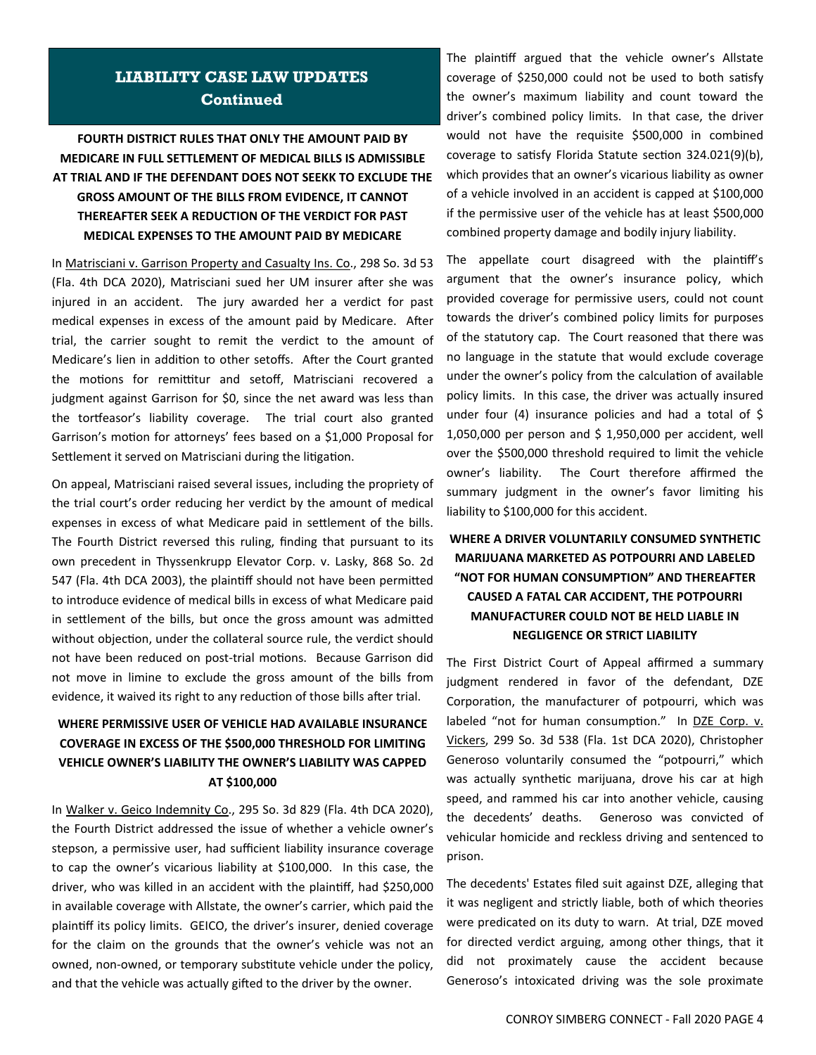## LIABILITY CASE LAW UPDATES
### Continued

**FOURTH DISTRICT RULES THAT ONLY THE AMOUNT PAID BY MEDICARE IN FULL SETTLEMENT OF MEDICAL BILLS IS ADMISSIBLE AT TRIAL AND IF THE DEFENDANT DOES NOT SEEKK TO EXCLUDE THE GROSS AMOUNT OF THE BILLS FROM EVIDENCE, IT CANNOT THEREAFTER SEEK A REDUCTION OF THE VERDICT FOR PAST MEDICAL EXPENSES TO THE AMOUNT PAID BY MEDICARE**

In Matrisciani v. Garrison Property and Casualty Ins. Co., 298 So. 3d 53 (Fla. 4th DCA 2020), Matrisciani sued her UM insurer after she was injured in an accident. The jury awarded her a verdict for past medical expenses in excess of the amount paid by Medicare. After trial, the carrier sought to remit the verdict to the amount of Medicare's lien in addition to other setoffs. After the Court granted the motions for remittitur and setoff, Matrisciani recovered a judgment against Garrison for $0, since the net award was less than the tortfeasor's liability coverage. The trial court also granted Garrison's motion for attorneys' fees based on a $1,000 Proposal for Settlement it served on Matrisciani during the litigation.

On appeal, Matrisciani raised several issues, including the propriety of the trial court's order reducing her verdict by the amount of medical expenses in excess of what Medicare paid in settlement of the bills. The Fourth District reversed this ruling, finding that pursuant to its own precedent in Thyssenkrupp Elevator Corp. v. Lasky, 868 So. 2d 547 (Fla. 4th DCA 2003), the plaintiff should not have been permitted to introduce evidence of medical bills in excess of what Medicare paid in settlement of the bills, but once the gross amount was admitted without objection, under the collateral source rule, the verdict should not have been reduced on post-trial motions. Because Garrison did not move in limine to exclude the gross amount of the bills from evidence, it waived its right to any reduction of those bills after trial.

**WHERE PERMISSIVE USER OF VEHICLE HAD AVAILABLE INSURANCE COVERAGE IN EXCESS OF THE $500,000 THRESHOLD FOR LIMITING VEHICLE OWNER'S LIABILITY THE OWNER'S LIABILITY WAS CAPPED AT $100,000**

In Walker v. Geico Indemnity Co., 295 So. 3d 829 (Fla. 4th DCA 2020), the Fourth District addressed the issue of whether a vehicle owner's stepson, a permissive user, had sufficient liability insurance coverage to cap the owner's vicarious liability at $100,000. In this case, the driver, who was killed in an accident with the plaintiff, had $250,000 in available coverage with Allstate, the owner's carrier, which paid the plaintiff its policy limits. GEICO, the driver's insurer, denied coverage for the claim on the grounds that the owner's vehicle was not an owned, non-owned, or temporary substitute vehicle under the policy, and that the vehicle was actually gifted to the driver by the owner.

The plaintiff argued that the vehicle owner's Allstate coverage of $250,000 could not be used to both satisfy the owner's maximum liability and count toward the driver's combined policy limits. In that case, the driver would not have the requisite $500,000 in combined coverage to satisfy Florida Statute section 324.021(9)(b), which provides that an owner's vicarious liability as owner of a vehicle involved in an accident is capped at $100,000 if the permissive user of the vehicle has at least $500,000 combined property damage and bodily injury liability.

The appellate court disagreed with the plaintiff's argument that the owner's insurance policy, which provided coverage for permissive users, could not count towards the driver's combined policy limits for purposes of the statutory cap. The Court reasoned that there was no language in the statute that would exclude coverage under the owner's policy from the calculation of available policy limits. In this case, the driver was actually insured under four (4) insurance policies and had a total of $ 1,050,000 per person and $ 1,950,000 per accident, well over the $500,000 threshold required to limit the vehicle owner's liability. The Court therefore affirmed the summary judgment in the owner's favor limiting his liability to $100,000 for this accident.

**WHERE A DRIVER VOLUNTARILY CONSUMED SYNTHETIC MARIJUANA MARKETED AS POTPOURRI AND LABELED "NOT FOR HUMAN CONSUMPTION" AND THEREAFTER CAUSED A FATAL CAR ACCIDENT, THE POTPOURRI MANUFACTURER COULD NOT BE HELD LIABLE IN NEGLIGENCE OR STRICT LIABILITY**

The First District Court of Appeal affirmed a summary judgment rendered in favor of the defendant, DZE Corporation, the manufacturer of potpourri, which was labeled "not for human consumption." In DZE Corp. v. Vickers, 299 So. 3d 538 (Fla. 1st DCA 2020), Christopher Generoso voluntarily consumed the "potpourri," which was actually synthetic marijuana, drove his car at high speed, and rammed his car into another vehicle, causing the decedents' deaths. Generoso was convicted of vehicular homicide and reckless driving and sentenced to prison.

The decedents' Estates filed suit against DZE, alleging that it was negligent and strictly liable, both of which theories were predicated on its duty to warn. At trial, DZE moved for directed verdict arguing, among other things, that it did not proximately cause the accident because Generoso's intoxicated driving was the sole proximate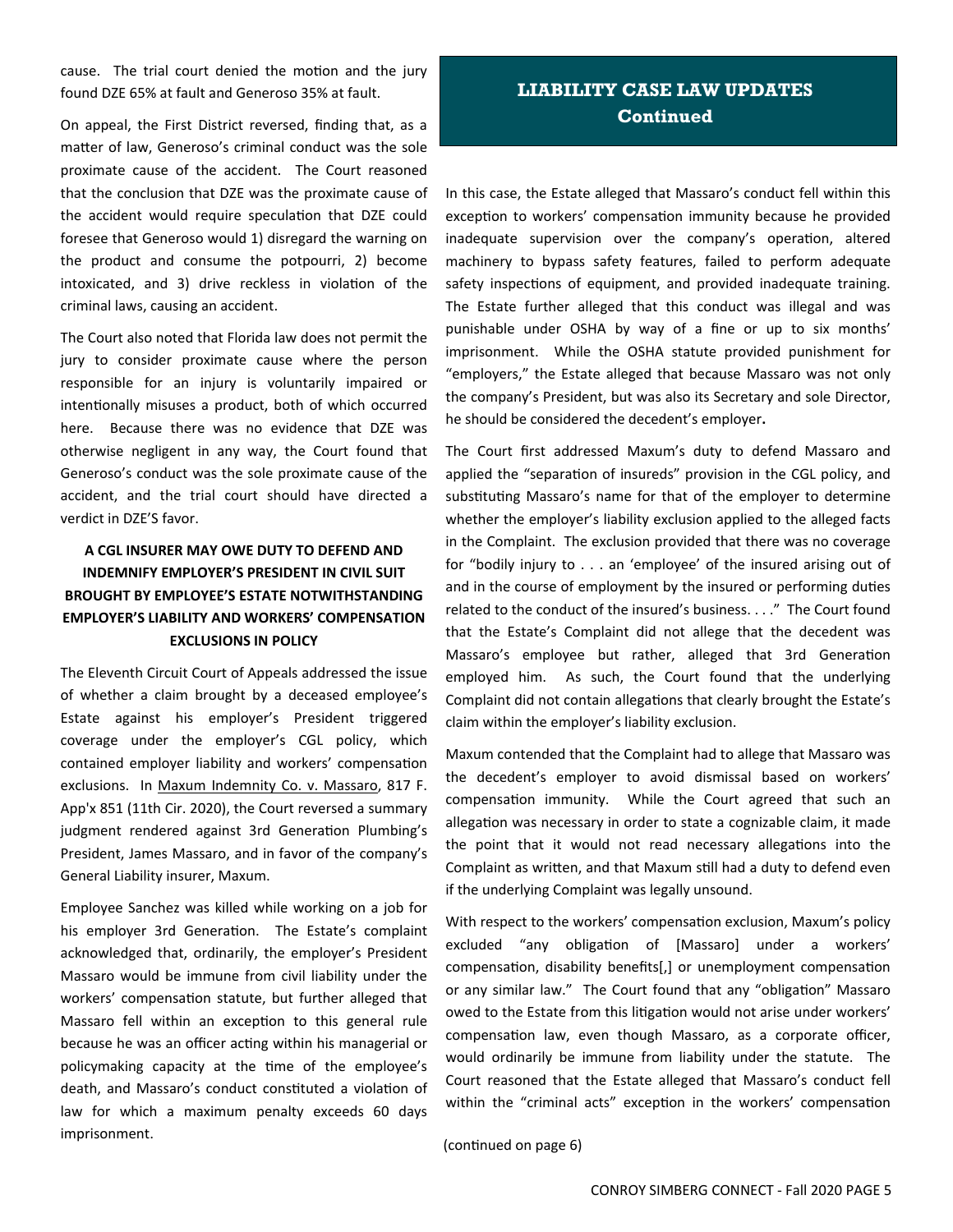cause. The trial court denied the motion and the jury found DZE 65% at fault and Generoso 35% at fault.

On appeal, the First District reversed, finding that, as a matter of law, Generoso's criminal conduct was the sole proximate cause of the accident. The Court reasoned that the conclusion that DZE was the proximate cause of the accident would require speculation that DZE could foresee that Generoso would 1) disregard the warning on the product and consume the potpourri, 2) become intoxicated, and 3) drive reckless in violation of the criminal laws, causing an accident.

The Court also noted that Florida law does not permit the jury to consider proximate cause where the person responsible for an injury is voluntarily impaired or intentionally misuses a product, both of which occurred here. Because there was no evidence that DZE was otherwise negligent in any way, the Court found that Generoso's conduct was the sole proximate cause of the accident, and the trial court should have directed a verdict in DZE'S favor.

## A CGL INSURER MAY OWE DUTY TO DEFEND AND INDEMNIFY EMPLOYER'S PRESIDENT IN CIVIL SUIT BROUGHT BY EMPLOYEE'S ESTATE NOTWITHSTANDING EMPLOYER'S LIABILITY AND WORKERS' COMPENSATION EXCLUSIONS IN POLICY

The Eleventh Circuit Court of Appeals addressed the issue of whether a claim brought by a deceased employee's Estate against his employer's President triggered coverage under the employer's CGL policy, which contained employer liability and workers' compensation exclusions. In Maxum Indemnity Co. v. Massaro, 817 F. App'x 851 (11th Cir. 2020), the Court reversed a summary judgment rendered against 3rd Generation Plumbing's President, James Massaro, and in favor of the company's General Liability insurer, Maxum.

Employee Sanchez was killed while working on a job for his employer 3rd Generation. The Estate's complaint acknowledged that, ordinarily, the employer's President Massaro would be immune from civil liability under the workers' compensation statute, but further alleged that Massaro fell within an exception to this general rule because he was an officer acting within his managerial or policymaking capacity at the time of the employee's death, and Massaro's conduct constituted a violation of law for which a maximum penalty exceeds 60 days imprisonment.

## LIABILITY CASE LAW UPDATES Continued

In this case, the Estate alleged that Massaro's conduct fell within this exception to workers' compensation immunity because he provided inadequate supervision over the company's operation, altered machinery to bypass safety features, failed to perform adequate safety inspections of equipment, and provided inadequate training. The Estate further alleged that this conduct was illegal and was punishable under OSHA by way of a fine or up to six months' imprisonment. While the OSHA statute provided punishment for "employers," the Estate alleged that because Massaro was not only the company's President, but was also its Secretary and sole Director, he should be considered the decedent's employer.

The Court first addressed Maxum's duty to defend Massaro and applied the "separation of insureds" provision in the CGL policy, and substituting Massaro's name for that of the employer to determine whether the employer's liability exclusion applied to the alleged facts in the Complaint. The exclusion provided that there was no coverage for "bodily injury to . . . an 'employee' of the insured arising out of and in the course of employment by the insured or performing duties related to the conduct of the insured's business. . . ." The Court found that the Estate's Complaint did not allege that the decedent was Massaro's employee but rather, alleged that 3rd Generation employed him. As such, the Court found that the underlying Complaint did not contain allegations that clearly brought the Estate's claim within the employer's liability exclusion.

Maxum contended that the Complaint had to allege that Massaro was the decedent's employer to avoid dismissal based on workers' compensation immunity. While the Court agreed that such an allegation was necessary in order to state a cognizable claim, it made the point that it would not read necessary allegations into the Complaint as written, and that Maxum still had a duty to defend even if the underlying Complaint was legally unsound.

With respect to the workers' compensation exclusion, Maxum's policy excluded "any obligation of [Massaro] under a workers' compensation, disability benefits[,] or unemployment compensation or any similar law." The Court found that any "obligation" Massaro owed to the Estate from this litigation would not arise under workers' compensation law, even though Massaro, as a corporate officer, would ordinarily be immune from liability under the statute. The Court reasoned that the Estate alleged that Massaro's conduct fell within the "criminal acts" exception in the workers' compensation

(continued on page 6)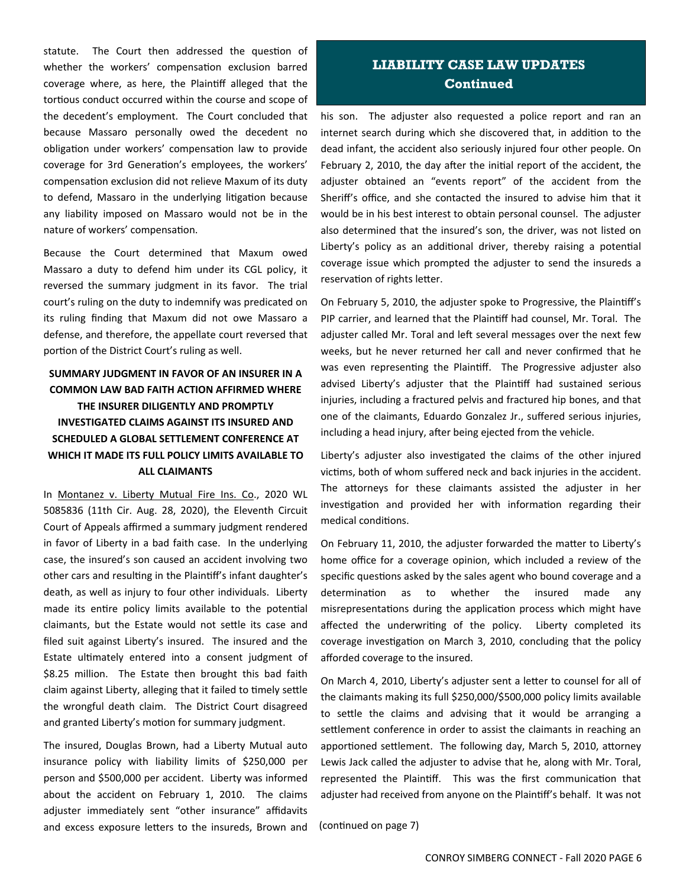statute. The Court then addressed the question of whether the workers' compensation exclusion barred coverage where, as here, the Plaintiff alleged that the tortious conduct occurred within the course and scope of the decedent's employment. The Court concluded that because Massaro personally owed the decedent no obligation under workers' compensation law to provide coverage for 3rd Generation's employees, the workers' compensation exclusion did not relieve Maxum of its duty to defend, Massaro in the underlying litigation because any liability imposed on Massaro would not be in the nature of workers' compensation.

Because the Court determined that Maxum owed Massaro a duty to defend him under its CGL policy, it reversed the summary judgment in its favor. The trial court's ruling on the duty to indemnify was predicated on its ruling finding that Maxum did not owe Massaro a defense, and therefore, the appellate court reversed that portion of the District Court's ruling as well.

### SUMMARY JUDGMENT IN FAVOR OF AN INSURER IN A COMMON LAW BAD FAITH ACTION AFFIRMED WHERE THE INSURER DILIGENTLY AND PROMPTLY INVESTIGATED CLAIMS AGAINST ITS INSURED AND SCHEDULED A GLOBAL SETTLEMENT CONFERENCE AT WHICH IT MADE ITS FULL POLICY LIMITS AVAILABLE TO ALL CLAIMANTS

In Montanez v. Liberty Mutual Fire Ins. Co., 2020 WL 5085836 (11th Cir. Aug. 28, 2020), the Eleventh Circuit Court of Appeals affirmed a summary judgment rendered in favor of Liberty in a bad faith case. In the underlying case, the insured's son caused an accident involving two other cars and resulting in the Plaintiff's infant daughter's death, as well as injury to four other individuals. Liberty made its entire policy limits available to the potential claimants, but the Estate would not settle its case and filed suit against Liberty's insured. The insured and the Estate ultimately entered into a consent judgment of $8.25 million. The Estate then brought this bad faith claim against Liberty, alleging that it failed to timely settle the wrongful death claim. The District Court disagreed and granted Liberty's motion for summary judgment.

The insured, Douglas Brown, had a Liberty Mutual auto insurance policy with liability limits of $250,000 per person and $500,000 per accident. Liberty was informed about the accident on February 1, 2010. The claims adjuster immediately sent "other insurance" affidavits and excess exposure letters to the insureds, Brown and

## LIABILITY CASE LAW UPDATES
## Continued

his son. The adjuster also requested a police report and ran an internet search during which she discovered that, in addition to the dead infant, the accident also seriously injured four other people. On February 2, 2010, the day after the initial report of the accident, the adjuster obtained an "events report" of the accident from the Sheriff's office, and she contacted the insured to advise him that it would be in his best interest to obtain personal counsel. The adjuster also determined that the insured's son, the driver, was not listed on Liberty's policy as an additional driver, thereby raising a potential coverage issue which prompted the adjuster to send the insureds a reservation of rights letter.

On February 5, 2010, the adjuster spoke to Progressive, the Plaintiff's PIP carrier, and learned that the Plaintiff had counsel, Mr. Toral. The adjuster called Mr. Toral and left several messages over the next few weeks, but he never returned her call and never confirmed that he was even representing the Plaintiff. The Progressive adjuster also advised Liberty's adjuster that the Plaintiff had sustained serious injuries, including a fractured pelvis and fractured hip bones, and that one of the claimants, Eduardo Gonzalez Jr., suffered serious injuries, including a head injury, after being ejected from the vehicle.

Liberty's adjuster also investigated the claims of the other injured victims, both of whom suffered neck and back injuries in the accident. The attorneys for these claimants assisted the adjuster in her investigation and provided her with information regarding their medical conditions.

On February 11, 2010, the adjuster forwarded the matter to Liberty's home office for a coverage opinion, which included a review of the specific questions asked by the sales agent who bound coverage and a determination as to whether the insured made any misrepresentations during the application process which might have affected the underwriting of the policy. Liberty completed its coverage investigation on March 3, 2010, concluding that the policy afforded coverage to the insured.

On March 4, 2010, Liberty's adjuster sent a letter to counsel for all of the claimants making its full $250,000/$500,000 policy limits available to settle the claims and advising that it would be arranging a settlement conference in order to assist the claimants in reaching an apportioned settlement. The following day, March 5, 2010, attorney Lewis Jack called the adjuster to advise that he, along with Mr. Toral, represented the Plaintiff. This was the first communication that adjuster had received from anyone on the Plaintiff's behalf. It was not

(continued on page 7)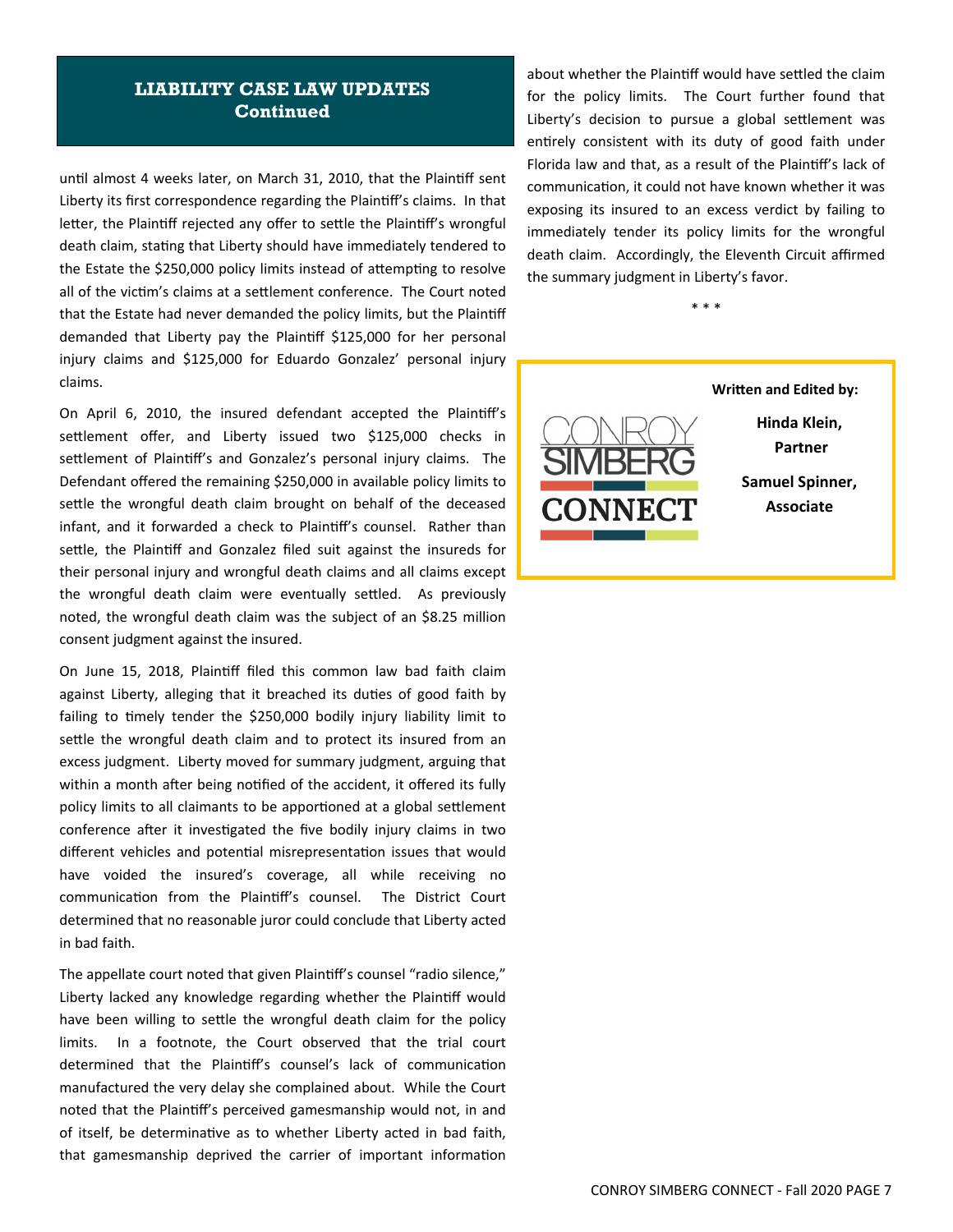## LIABILITY CASE LAW UPDATES Continued

until almost 4 weeks later, on March 31, 2010, that the Plaintiff sent Liberty its first correspondence regarding the Plaintiff's claims. In that letter, the Plaintiff rejected any offer to settle the Plaintiff's wrongful death claim, stating that Liberty should have immediately tendered to the Estate the $250,000 policy limits instead of attempting to resolve all of the victim's claims at a settlement conference. The Court noted that the Estate had never demanded the policy limits, but the Plaintiff demanded that Liberty pay the Plaintiff $125,000 for her personal injury claims and $125,000 for Eduardo Gonzalez' personal injury claims.

On April 6, 2010, the insured defendant accepted the Plaintiff's settlement offer, and Liberty issued two $125,000 checks in settlement of Plaintiff's and Gonzalez's personal injury claims. The Defendant offered the remaining $250,000 in available policy limits to settle the wrongful death claim brought on behalf of the deceased infant, and it forwarded a check to Plaintiff's counsel. Rather than settle, the Plaintiff and Gonzalez filed suit against the insureds for their personal injury and wrongful death claims and all claims except the wrongful death claim were eventually settled. As previously noted, the wrongful death claim was the subject of an $8.25 million consent judgment against the insured.

On June 15, 2018, Plaintiff filed this common law bad faith claim against Liberty, alleging that it breached its duties of good faith by failing to timely tender the $250,000 bodily injury liability limit to settle the wrongful death claim and to protect its insured from an excess judgment. Liberty moved for summary judgment, arguing that within a month after being notified of the accident, it offered its fully policy limits to all claimants to be apportioned at a global settlement conference after it investigated the five bodily injury claims in two different vehicles and potential misrepresentation issues that would have voided the insured's coverage, all while receiving no communication from the Plaintiff's counsel. The District Court determined that no reasonable juror could conclude that Liberty acted in bad faith.

The appellate court noted that given Plaintiff's counsel "radio silence," Liberty lacked any knowledge regarding whether the Plaintiff would have been willing to settle the wrongful death claim for the policy limits. In a footnote, the Court observed that the trial court determined that the Plaintiff's counsel's lack of communication manufactured the very delay she complained about. While the Court noted that the Plaintiff's perceived gamesmanship would not, in and of itself, be determinative as to whether Liberty acted in bad faith, that gamesmanship deprived the carrier of important information about whether the Plaintiff would have settled the claim for the policy limits. The Court further found that Liberty's decision to pursue a global settlement was entirely consistent with its duty of good faith under Florida law and that, as a result of the Plaintiff's lack of communication, it could not have known whether it was exposing its insured to an excess verdict by failing to immediately tender its policy limits for the wrongful death claim. Accordingly, the Eleventh Circuit affirmed the summary judgment in Liberty's favor.

\* \* \*

CONROY SIMBERG CONNECT

**Written and Edited by:**

**Hinda Klein, Partner**

**Samuel Spinner, Associate**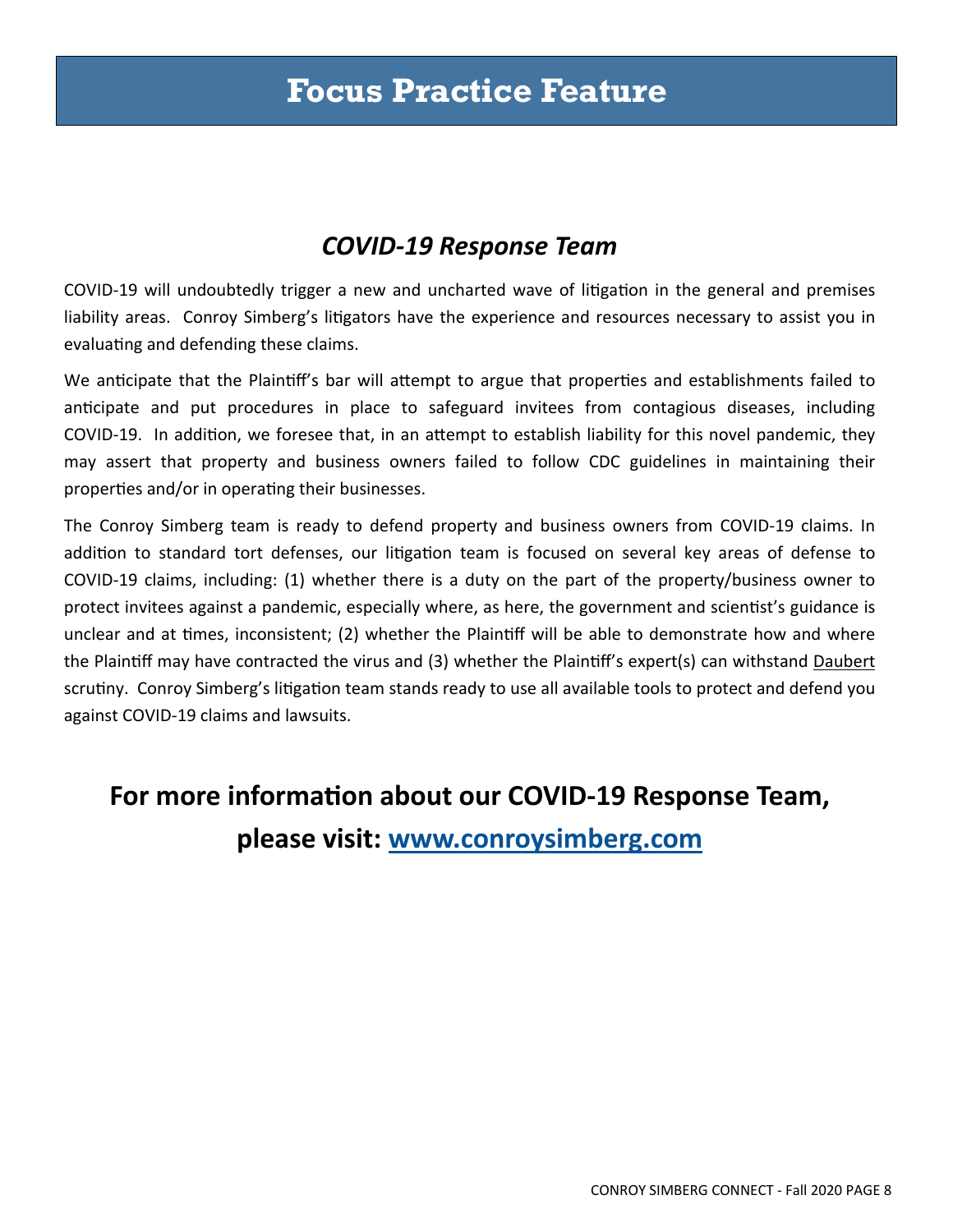# Focus Practice Feature

## *COVID-19 Response Team*

COVID-19 will undoubtedly trigger a new and uncharted wave of litigation in the general and premises liability areas. Conroy Simberg's litigators have the experience and resources necessary to assist you in evaluating and defending these claims.

We anticipate that the Plaintiff's bar will attempt to argue that properties and establishments failed to anticipate and put procedures in place to safeguard invitees from contagious diseases, including COVID-19. In addition, we foresee that, in an attempt to establish liability for this novel pandemic, they may assert that property and business owners failed to follow CDC guidelines in maintaining their properties and/or in operating their businesses.

The Conroy Simberg team is ready to defend property and business owners from COVID-19 claims. In addition to standard tort defenses, our litigation team is focused on several key areas of defense to COVID-19 claims, including: (1) whether there is a duty on the part of the property/business owner to protect invitees against a pandemic, especially where, as here, the government and scientist's guidance is unclear and at times, inconsistent; (2) whether the Plaintiff will be able to demonstrate how and where the Plaintiff may have contracted the virus and (3) whether the Plaintiff's expert(s) can withstand <u>Daubert</u> scrutiny. Conroy Simberg's litigation team stands ready to use all available tools to protect and defend you against COVID-19 claims and lawsuits.

**For more information about our COVID-19 Response Team, please visit: [www.conroysimberg.com](http://www.conroysimberg.com)**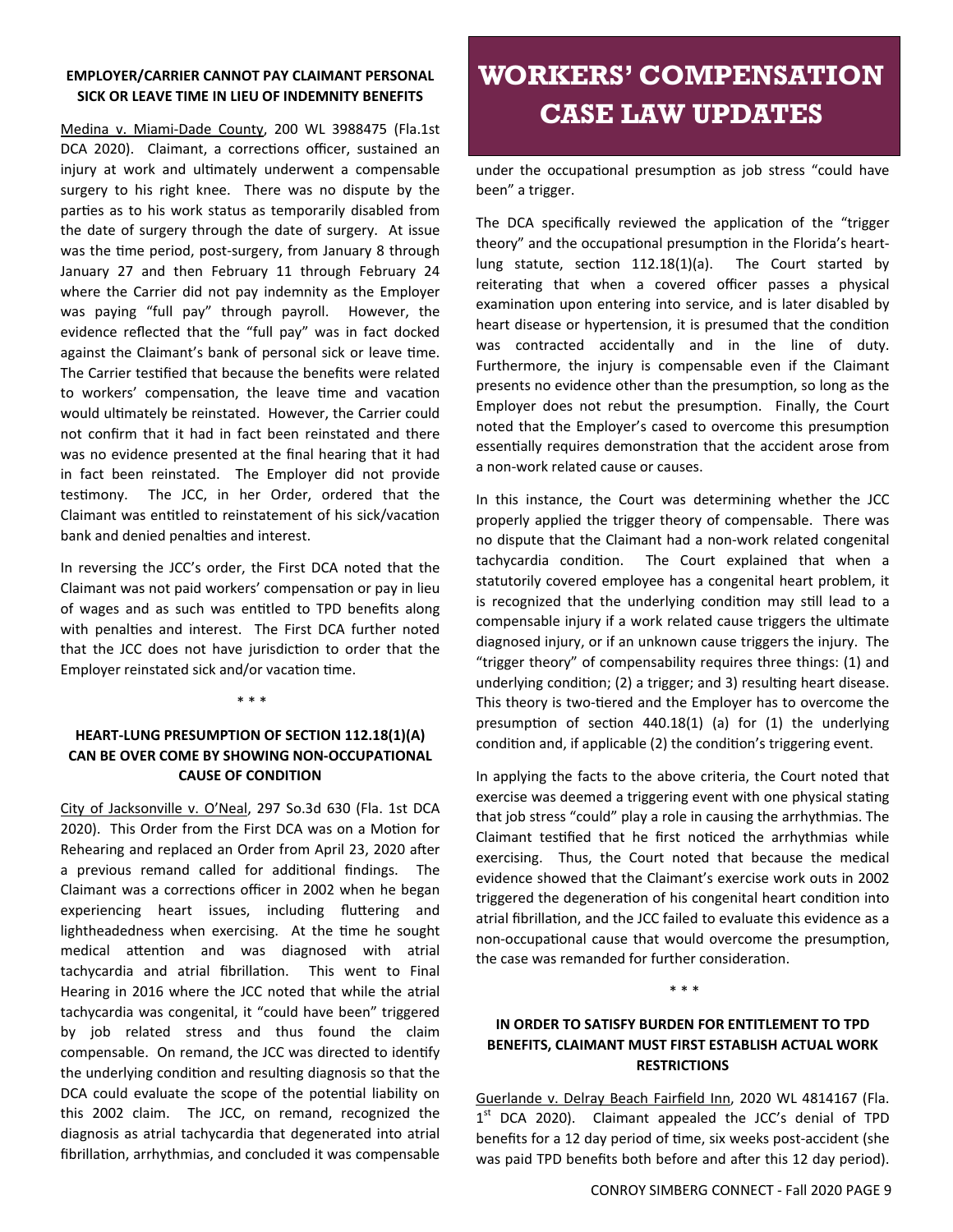# WORKERS' COMPENSATION CASE LAW UPDATES

**EMPLOYER/CARRIER CANNOT PAY CLAIMANT PERSONAL SICK OR LEAVE TIME IN LIEU OF INDEMNITY BENEFITS**

Medina v. Miami-Dade County, 200 WL 3988475 (Fla.1st DCA 2020). Claimant, a corrections officer, sustained an injury at work and ultimately underwent a compensable surgery to his right knee. There was no dispute by the parties as to his work status as temporarily disabled from the date of surgery through the date of surgery. At issue was the time period, post-surgery, from January 8 through January 27 and then February 11 through February 24 where the Carrier did not pay indemnity as the Employer was paying "full pay" through payroll. However, the evidence reflected that the "full pay" was in fact docked against the Claimant's bank of personal sick or leave time. The Carrier testified that because the benefits were related to workers' compensation, the leave time and vacation would ultimately be reinstated. However, the Carrier could not confirm that it had in fact been reinstated and there was no evidence presented at the final hearing that it had in fact been reinstated. The Employer did not provide testimony. The JCC, in her Order, ordered that the Claimant was entitled to reinstatement of his sick/vacation bank and denied penalties and interest.

In reversing the JCC's order, the First DCA noted that the Claimant was not paid workers' compensation or pay in lieu of wages and as such was entitled to TPD benefits along with penalties and interest. The First DCA further noted that the JCC does not have jurisdiction to order that the Employer reinstated sick and/or vacation time.

\* \* \*

**HEART-LUNG PRESUMPTION OF SECTION 112.18(1)(A) CAN BE OVER COME BY SHOWING NON-OCCUPATIONAL CAUSE OF CONDITION**

City of Jacksonville v. O'Neal, 297 So.3d 630 (Fla. 1st DCA 2020). This Order from the First DCA was on a Motion for Rehearing and replaced an Order from April 23, 2020 after a previous remand called for additional findings. The Claimant was a corrections officer in 2002 when he began experiencing heart issues, including fluttering and lightheadedness when exercising. At the time he sought medical attention and was diagnosed with atrial tachycardia and atrial fibrillation. This went to Final Hearing in 2016 where the JCC noted that while the atrial tachycardia was congenital, it "could have been" triggered by job related stress and thus found the claim compensable. On remand, the JCC was directed to identify the underlying condition and resulting diagnosis so that the DCA could evaluate the scope of the potential liability on this 2002 claim. The JCC, on remand, recognized the diagnosis as atrial tachycardia that degenerated into atrial fibrillation, arrhythmias, and concluded it was compensable under the occupational presumption as job stress "could have been" a trigger.

The DCA specifically reviewed the application of the "trigger theory" and the occupational presumption in the Florida's heart-lung statute, section 112.18(1)(a). The Court started by reiterating that when a covered officer passes a physical examination upon entering into service, and is later disabled by heart disease or hypertension, it is presumed that the condition was contracted accidentally and in the line of duty. Furthermore, the injury is compensable even if the Claimant presents no evidence other than the presumption, so long as the Employer does not rebut the presumption. Finally, the Court noted that the Employer's cased to overcome this presumption essentially requires demonstration that the accident arose from a non-work related cause or causes.

In this instance, the Court was determining whether the JCC properly applied the trigger theory of compensable. There was no dispute that the Claimant had a non-work related congenital tachycardia condition. The Court explained that when a statutorily covered employee has a congenital heart problem, it is recognized that the underlying condition may still lead to a compensable injury if a work related cause triggers the ultimate diagnosed injury, or if an unknown cause triggers the injury. The "trigger theory" of compensability requires three things: (1) and underlying condition; (2) a trigger; and 3) resulting heart disease. This theory is two-tiered and the Employer has to overcome the presumption of section 440.18(1) (a) for (1) the underlying condition and, if applicable (2) the condition's triggering event.

In applying the facts to the above criteria, the Court noted that exercise was deemed a triggering event with one physical stating that job stress "could" play a role in causing the arrhythmias. The Claimant testified that he first noticed the arrhythmias while exercising. Thus, the Court noted that because the medical evidence showed that the Claimant's exercise work outs in 2002 triggered the degeneration of his congenital heart condition into atrial fibrillation, and the JCC failed to evaluate this evidence as a non-occupational cause that would overcome the presumption, the case was remanded for further consideration.

\* \* \*

**IN ORDER TO SATISFY BURDEN FOR ENTITLEMENT TO TPD BENEFITS, CLAIMANT MUST FIRST ESTABLISH ACTUAL WORK RESTRICTIONS**

Guerlande v. Delray Beach Fairfield Inn, 2020 WL 4814167 (Fla. 1st DCA 2020). Claimant appealed the JCC's denial of TPD benefits for a 12 day period of time, six weeks post-accident (she was paid TPD benefits both before and after this 12 day period).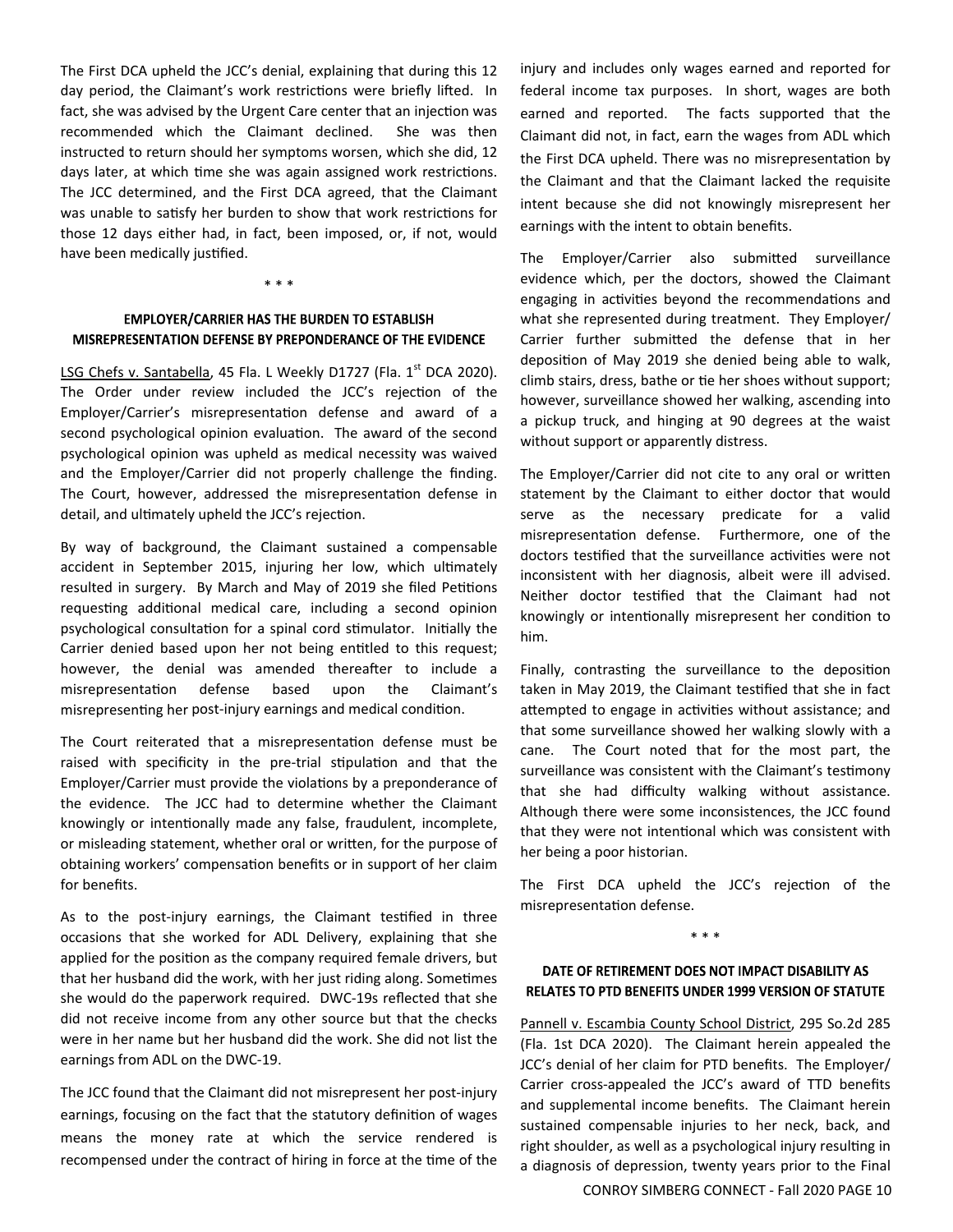The First DCA upheld the JCC's denial, explaining that during this 12 day period, the Claimant's work restrictions were briefly lifted. In fact, she was advised by the Urgent Care center that an injection was recommended which the Claimant declined. She was then instructed to return should her symptoms worsen, which she did, 12 days later, at which time she was again assigned work restrictions. The JCC determined, and the First DCA agreed, that the Claimant was unable to satisfy her burden to show that work restrictions for those 12 days either had, in fact, been imposed, or, if not, would have been medically justified.

\* \* \*

### EMPLOYER/CARRIER HAS THE BURDEN TO ESTABLISH MISREPRESENTATION DEFENSE BY PREPONDERANCE OF THE EVIDENCE

LSG Chefs v. Santabella, 45 Fla. L Weekly D1727 (Fla. 1st DCA 2020). The Order under review included the JCC's rejection of the Employer/Carrier's misrepresentation defense and award of a second psychological opinion evaluation. The award of the second psychological opinion was upheld as medical necessity was waived and the Employer/Carrier did not properly challenge the finding. The Court, however, addressed the misrepresentation defense in detail, and ultimately upheld the JCC's rejection.

By way of background, the Claimant sustained a compensable accident in September 2015, injuring her low, which ultimately resulted in surgery. By March and May of 2019 she filed Petitions requesting additional medical care, including a second opinion psychological consultation for a spinal cord stimulator. Initially the Carrier denied based upon her not being entitled to this request; however, the denial was amended thereafter to include a misrepresentation defense based upon the Claimant's misrepresenting her post-injury earnings and medical condition.

The Court reiterated that a misrepresentation defense must be raised with specificity in the pre-trial stipulation and that the Employer/Carrier must provide the violations by a preponderance of the evidence. The JCC had to determine whether the Claimant knowingly or intentionally made any false, fraudulent, incomplete, or misleading statement, whether oral or written, for the purpose of obtaining workers' compensation benefits or in support of her claim for benefits.

As to the post-injury earnings, the Claimant testified in three occasions that she worked for ADL Delivery, explaining that she applied for the position as the company required female drivers, but that her husband did the work, with her just riding along. Sometimes she would do the paperwork required. DWC-19s reflected that she did not receive income from any other source but that the checks were in her name but her husband did the work. She did not list the earnings from ADL on the DWC-19.

The JCC found that the Claimant did not misrepresent her post-injury earnings, focusing on the fact that the statutory definition of wages means the money rate at which the service rendered is recompensed under the contract of hiring in force at the time of the injury and includes only wages earned and reported for federal income tax purposes. In short, wages are both earned and reported. The facts supported that the Claimant did not, in fact, earn the wages from ADL which the First DCA upheld. There was no misrepresentation by the Claimant and that the Claimant lacked the requisite intent because she did not knowingly misrepresent her earnings with the intent to obtain benefits.

The Employer/Carrier also submitted surveillance evidence which, per the doctors, showed the Claimant engaging in activities beyond the recommendations and what she represented during treatment. They Employer/Carrier further submitted the defense that in her deposition of May 2019 she denied being able to walk, climb stairs, dress, bathe or tie her shoes without support; however, surveillance showed her walking, ascending into a pickup truck, and hinging at 90 degrees at the waist without support or apparently distress.

The Employer/Carrier did not cite to any oral or written statement by the Claimant to either doctor that would serve as the necessary predicate for a valid misrepresentation defense. Furthermore, one of the doctors testified that the surveillance activities were not inconsistent with her diagnosis, albeit were ill advised. Neither doctor testified that the Claimant had not knowingly or intentionally misrepresent her condition to him.

Finally, contrasting the surveillance to the deposition taken in May 2019, the Claimant testified that she in fact attempted to engage in activities without assistance; and that some surveillance showed her walking slowly with a cane. The Court noted that for the most part, the surveillance was consistent with the Claimant's testimony that she had difficulty walking without assistance. Although there were some inconsistences, the JCC found that they were not intentional which was consistent with her being a poor historian.

The First DCA upheld the JCC's rejection of the misrepresentation defense.

\* \* \*

### DATE OF RETIREMENT DOES NOT IMPACT DISABILITY AS RELATES TO PTD BENEFITS UNDER 1999 VERSION OF STATUTE

Pannell v. Escambia County School District, 295 So.2d 285 (Fla. 1st DCA 2020). The Claimant herein appealed the JCC's denial of her claim for PTD benefits. The Employer/Carrier cross-appealed the JCC's award of TTD benefits and supplemental income benefits. The Claimant herein sustained compensable injuries to her neck, back, and right shoulder, as well as a psychological injury resulting in a diagnosis of depression, twenty years prior to the Final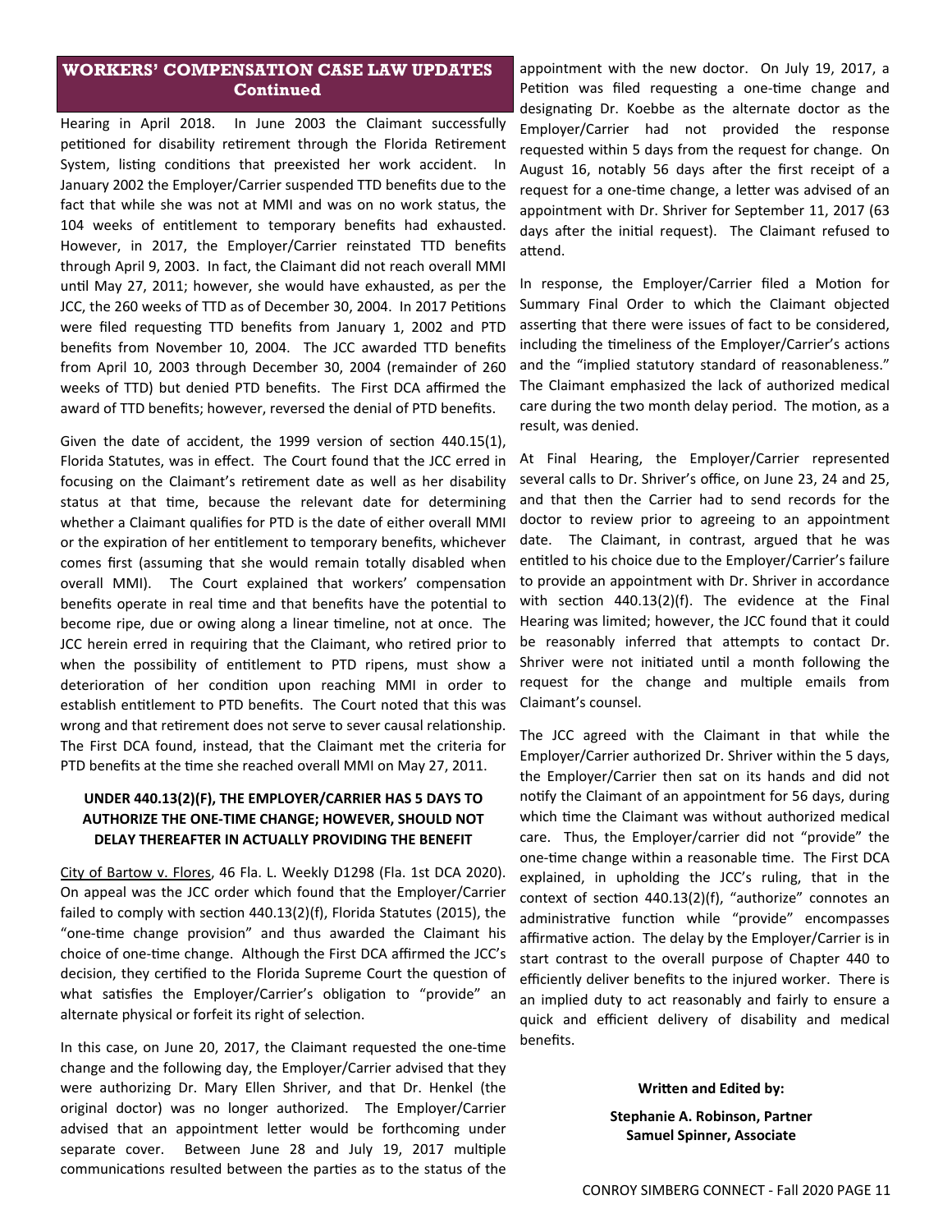## WORKERS' COMPENSATION CASE LAW UPDATES Continued

Hearing in April 2018. In June 2003 the Claimant successfully petitioned for disability retirement through the Florida Retirement System, listing conditions that preexisted her work accident. In January 2002 the Employer/Carrier suspended TTD benefits due to the fact that while she was not at MMI and was on no work status, the 104 weeks of entitlement to temporary benefits had exhausted. However, in 2017, the Employer/Carrier reinstated TTD benefits through April 9, 2003. In fact, the Claimant did not reach overall MMI until May 27, 2011; however, she would have exhausted, as per the JCC, the 260 weeks of TTD as of December 30, 2004. In 2017 Petitions were filed requesting TTD benefits from January 1, 2002 and PTD benefits from November 10, 2004. The JCC awarded TTD benefits from April 10, 2003 through December 30, 2004 (remainder of 260 weeks of TTD) but denied PTD benefits. The First DCA affirmed the award of TTD benefits; however, reversed the denial of PTD benefits.

Given the date of accident, the 1999 version of section 440.15(1), Florida Statutes, was in effect. The Court found that the JCC erred in focusing on the Claimant's retirement date as well as her disability status at that time, because the relevant date for determining whether a Claimant qualifies for PTD is the date of either overall MMI or the expiration of her entitlement to temporary benefits, whichever comes first (assuming that she would remain totally disabled when overall MMI). The Court explained that workers' compensation benefits operate in real time and that benefits have the potential to become ripe, due or owing along a linear timeline, not at once. The JCC herein erred in requiring that the Claimant, who retired prior to when the possibility of entitlement to PTD ripens, must show a deterioration of her condition upon reaching MMI in order to establish entitlement to PTD benefits. The Court noted that this was wrong and that retirement does not serve to sever causal relationship. The First DCA found, instead, that the Claimant met the criteria for PTD benefits at the time she reached overall MMI on May 27, 2011.

### UNDER 440.13(2)(F), THE EMPLOYER/CARRIER HAS 5 DAYS TO AUTHORIZE THE ONE-TIME CHANGE; HOWEVER, SHOULD NOT DELAY THEREAFTER IN ACTUALLY PROVIDING THE BENEFIT

City of Bartow v. Flores, 46 Fla. L. Weekly D1298 (Fla. 1st DCA 2020). On appeal was the JCC order which found that the Employer/Carrier failed to comply with section 440.13(2)(f), Florida Statutes (2015), the "one-time change provision" and thus awarded the Claimant his choice of one-time change. Although the First DCA affirmed the JCC's decision, they certified to the Florida Supreme Court the question of what satisfies the Employer/Carrier's obligation to "provide" an alternate physical or forfeit its right of selection.

In this case, on June 20, 2017, the Claimant requested the one-time change and the following day, the Employer/Carrier advised that they were authorizing Dr. Mary Ellen Shriver, and that Dr. Henkel (the original doctor) was no longer authorized. The Employer/Carrier advised that an appointment letter would be forthcoming under separate cover. Between June 28 and July 19, 2017 multiple communications resulted between the parties as to the status of the appointment with the new doctor. On July 19, 2017, a Petition was filed requesting a one-time change and designating Dr. Koebbe as the alternate doctor as the Employer/Carrier had not provided the response requested within 5 days from the request for change. On August 16, notably 56 days after the first receipt of a request for a one-time change, a letter was advised of an appointment with Dr. Shriver for September 11, 2017 (63 days after the initial request). The Claimant refused to attend.

In response, the Employer/Carrier filed a Motion for Summary Final Order to which the Claimant objected asserting that there were issues of fact to be considered, including the timeliness of the Employer/Carrier's actions and the "implied statutory standard of reasonableness." The Claimant emphasized the lack of authorized medical care during the two month delay period. The motion, as a result, was denied.

At Final Hearing, the Employer/Carrier represented several calls to Dr. Shriver's office, on June 23, 24 and 25, and that then the Carrier had to send records for the doctor to review prior to agreeing to an appointment date. The Claimant, in contrast, argued that he was entitled to his choice due to the Employer/Carrier's failure to provide an appointment with Dr. Shriver in accordance with section 440.13(2)(f). The evidence at the Final Hearing was limited; however, the JCC found that it could be reasonably inferred that attempts to contact Dr. Shriver were not initiated until a month following the request for the change and multiple emails from Claimant's counsel.

The JCC agreed with the Claimant in that while the Employer/Carrier authorized Dr. Shriver within the 5 days, the Employer/Carrier then sat on its hands and did not notify the Claimant of an appointment for 56 days, during which time the Claimant was without authorized medical care. Thus, the Employer/carrier did not "provide" the one-time change within a reasonable time. The First DCA explained, in upholding the JCC's ruling, that in the context of section 440.13(2)(f), "authorize" connotes an administrative function while "provide" encompasses affirmative action. The delay by the Employer/Carrier is in start contrast to the overall purpose of Chapter 440 to efficiently deliver benefits to the injured worker. There is an implied duty to act reasonably and fairly to ensure a quick and efficient delivery of disability and medical benefits.

**Written and Edited by:**

**Stephanie A. Robinson, Partner**
**Samuel Spinner, Associate**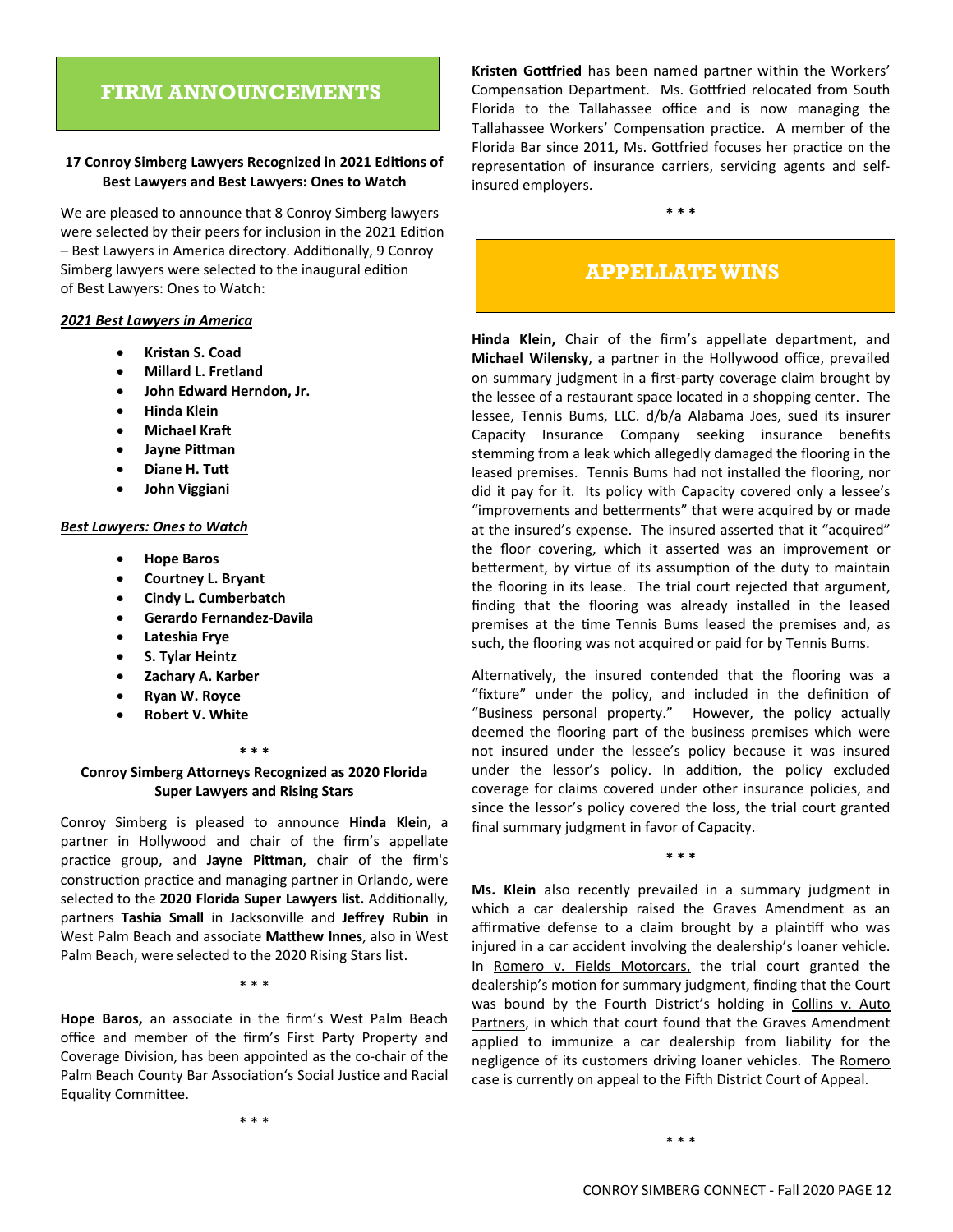# FIRM ANNOUNCEMENTS

**17 Conroy Simberg Lawyers Recognized in 2021 Editions of Best Lawyers and Best Lawyers: Ones to Watch**

We are pleased to announce that 8 Conroy Simberg lawyers were selected by their peers for inclusion in the 2021 Edition – Best Lawyers in America directory. Additionally, 9 Conroy Simberg lawyers were selected to the inaugural edition of Best Lawyers: Ones to Watch:

***2021 Best Lawyers in America***

- **Kristan S. Coad**
- **Millard L. Fretland**
- **John Edward Herndon, Jr.**
- **Hinda Klein**
- **Michael Kraft**
- **Jayne Pittman**
- **Diane H. Tutt**
- **John Viggiani**

***Best Lawyers: Ones to Watch***

- **Hope Baros**
- **Courtney L. Bryant**
- **Cindy L. Cumberbatch**
- **Gerardo Fernandez-Davila**
- **Lateshia Frye**
- **S. Tylar Heintz**
- **Zachary A. Karber**
- **Ryan W. Royce**
- **Robert V. White**

\* \* \*

**Conroy Simberg Attorneys Recognized as 2020 Florida Super Lawyers and Rising Stars**

Conroy Simberg is pleased to announce **Hinda Klein**, a partner in Hollywood and chair of the firm's appellate practice group, and **Jayne Pittman**, chair of the firm's construction practice and managing partner in Orlando, were selected to the **2020 Florida Super Lawyers list.** Additionally, partners **Tashia Small** in Jacksonville and **Jeffrey Rubin** in West Palm Beach and associate **Matthew Innes**, also in West Palm Beach, were selected to the 2020 Rising Stars list.

\* \* \*

**Hope Baros,** an associate in the firm's West Palm Beach office and member of the firm's First Party Property and Coverage Division, has been appointed as the co-chair of the Palm Beach County Bar Association's Social Justice and Racial Equality Committee.

\* \* \*

**Kristen Gottfried** has been named partner within the Workers' Compensation Department. Ms. Gottfried relocated from South Florida to the Tallahassee office and is now managing the Tallahassee Workers' Compensation practice. A member of the Florida Bar since 2011, Ms. Gottfried focuses her practice on the representation of insurance carriers, servicing agents and self-insured employers.

\* \* \*

# APPELLATE WINS

**Hinda Klein,** Chair of the firm's appellate department, and **Michael Wilensky**, a partner in the Hollywood office, prevailed on summary judgment in a first-party coverage claim brought by the lessee of a restaurant space located in a shopping center. The lessee, Tennis Bums, LLC. d/b/a Alabama Joes, sued its insurer Capacity Insurance Company seeking insurance benefits stemming from a leak which allegedly damaged the flooring in the leased premises. Tennis Bums had not installed the flooring, nor did it pay for it. Its policy with Capacity covered only a lessee's "improvements and betterments" that were acquired by or made at the insured's expense. The insured asserted that it "acquired" the floor covering, which it asserted was an improvement or betterment, by virtue of its assumption of the duty to maintain the flooring in its lease. The trial court rejected that argument, finding that the flooring was already installed in the leased premises at the time Tennis Bums leased the premises and, as such, the flooring was not acquired or paid for by Tennis Bums.

Alternatively, the insured contended that the flooring was a "fixture" under the policy, and included in the definition of "Business personal property." However, the policy actually deemed the flooring part of the business premises which were not insured under the lessee's policy because it was insured under the lessor's policy. In addition, the policy excluded coverage for claims covered under other insurance policies, and since the lessor's policy covered the loss, the trial court granted final summary judgment in favor of Capacity.

\* \* \*

**Ms. Klein** also recently prevailed in a summary judgment in which a car dealership raised the Graves Amendment as an affirmative defense to a claim brought by a plaintiff who was injured in a car accident involving the dealership's loaner vehicle. In Romero v. Fields Motorcars, the trial court granted the dealership's motion for summary judgment, finding that the Court was bound by the Fourth District's holding in Collins v. Auto Partners, in which that court found that the Graves Amendment applied to immunize a car dealership from liability for the negligence of its customers driving loaner vehicles. The Romero case is currently on appeal to the Fifth District Court of Appeal.

\* \* \*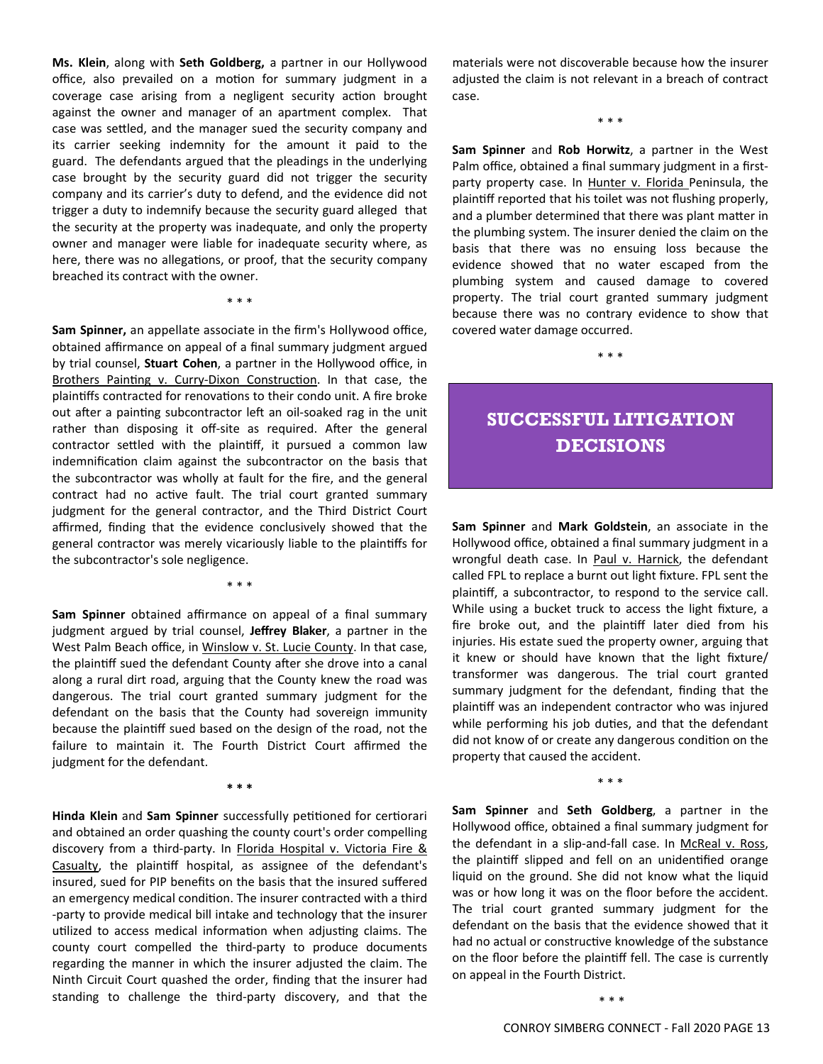**Ms. Klein**, along with **Seth Goldberg,** a partner in our Hollywood office, also prevailed on a motion for summary judgment in a coverage case arising from a negligent security action brought against the owner and manager of an apartment complex. That case was settled, and the manager sued the security company and its carrier seeking indemnity for the amount it paid to the guard. The defendants argued that the pleadings in the underlying case brought by the security guard did not trigger the security company and its carrier's duty to defend, and the evidence did not trigger a duty to indemnify because the security guard alleged that the security at the property was inadequate, and only the property owner and manager were liable for inadequate security where, as here, there was no allegations, or proof, that the security company breached its contract with the owner.

\* \* \*

**Sam Spinner,** an appellate associate in the firm's Hollywood office, obtained affirmance on appeal of a final summary judgment argued by trial counsel, **Stuart Cohen**, a partner in the Hollywood office, in Brothers Painting v. Curry-Dixon Construction. In that case, the plaintiffs contracted for renovations to their condo unit. A fire broke out after a painting subcontractor left an oil-soaked rag in the unit rather than disposing it off-site as required. After the general contractor settled with the plaintiff, it pursued a common law indemnification claim against the subcontractor on the basis that the subcontractor was wholly at fault for the fire, and the general contract had no active fault. The trial court granted summary judgment for the general contractor, and the Third District Court affirmed, finding that the evidence conclusively showed that the general contractor was merely vicariously liable to the plaintiffs for the subcontractor's sole negligence.

\* \* \*

**Sam Spinner** obtained affirmance on appeal of a final summary judgment argued by trial counsel, **Jeffrey Blaker**, a partner in the West Palm Beach office, in Winslow v. St. Lucie County. In that case, the plaintiff sued the defendant County after she drove into a canal along a rural dirt road, arguing that the County knew the road was dangerous. The trial court granted summary judgment for the defendant on the basis that the County had sovereign immunity because the plaintiff sued based on the design of the road, not the failure to maintain it. The Fourth District Court affirmed the judgment for the defendant.

\* \* \*

**Hinda Klein** and **Sam Spinner** successfully petitioned for certiorari and obtained an order quashing the county court's order compelling discovery from a third-party. In Florida Hospital v. Victoria Fire & Casualty, the plaintiff hospital, as assignee of the defendant's insured, sued for PIP benefits on the basis that the insured suffered an emergency medical condition. The insurer contracted with a third -party to provide medical bill intake and technology that the insurer utilized to access medical information when adjusting claims. The county court compelled the third-party to produce documents regarding the manner in which the insurer adjusted the claim. The Ninth Circuit Court quashed the order, finding that the insurer had standing to challenge the third-party discovery, and that the materials were not discoverable because how the insurer adjusted the claim is not relevant in a breach of contract case.

\* \* \*

**Sam Spinner** and **Rob Horwitz**, a partner in the West Palm office, obtained a final summary judgment in a first-party property case. In Hunter v. Florida Peninsula, the plaintiff reported that his toilet was not flushing properly, and a plumber determined that there was plant matter in the plumbing system. The insurer denied the claim on the basis that there was no ensuing loss because the evidence showed that no water escaped from the plumbing system and caused damage to covered property. The trial court granted summary judgment because there was no contrary evidence to show that covered water damage occurred.

\* \* \*

## SUCCESSFUL LITIGATION DECISIONS

**Sam Spinner** and **Mark Goldstein**, an associate in the Hollywood office, obtained a final summary judgment in a wrongful death case. In Paul v. Harnick, the defendant called FPL to replace a burnt out light fixture. FPL sent the plaintiff, a subcontractor, to respond to the service call. While using a bucket truck to access the light fixture, a fire broke out, and the plaintiff later died from his injuries. His estate sued the property owner, arguing that it knew or should have known that the light fixture/ transformer was dangerous. The trial court granted summary judgment for the defendant, finding that the plaintiff was an independent contractor who was injured while performing his job duties, and that the defendant did not know of or create any dangerous condition on the property that caused the accident.

\* \* \*

**Sam Spinner** and **Seth Goldberg**, a partner in the Hollywood office, obtained a final summary judgment for the defendant in a slip-and-fall case. In McReal v. Ross, the plaintiff slipped and fell on an unidentified orange liquid on the ground. She did not know what the liquid was or how long it was on the floor before the accident. The trial court granted summary judgment for the defendant on the basis that the evidence showed that it had no actual or constructive knowledge of the substance on the floor before the plaintiff fell. The case is currently on appeal in the Fourth District.

\* \* \*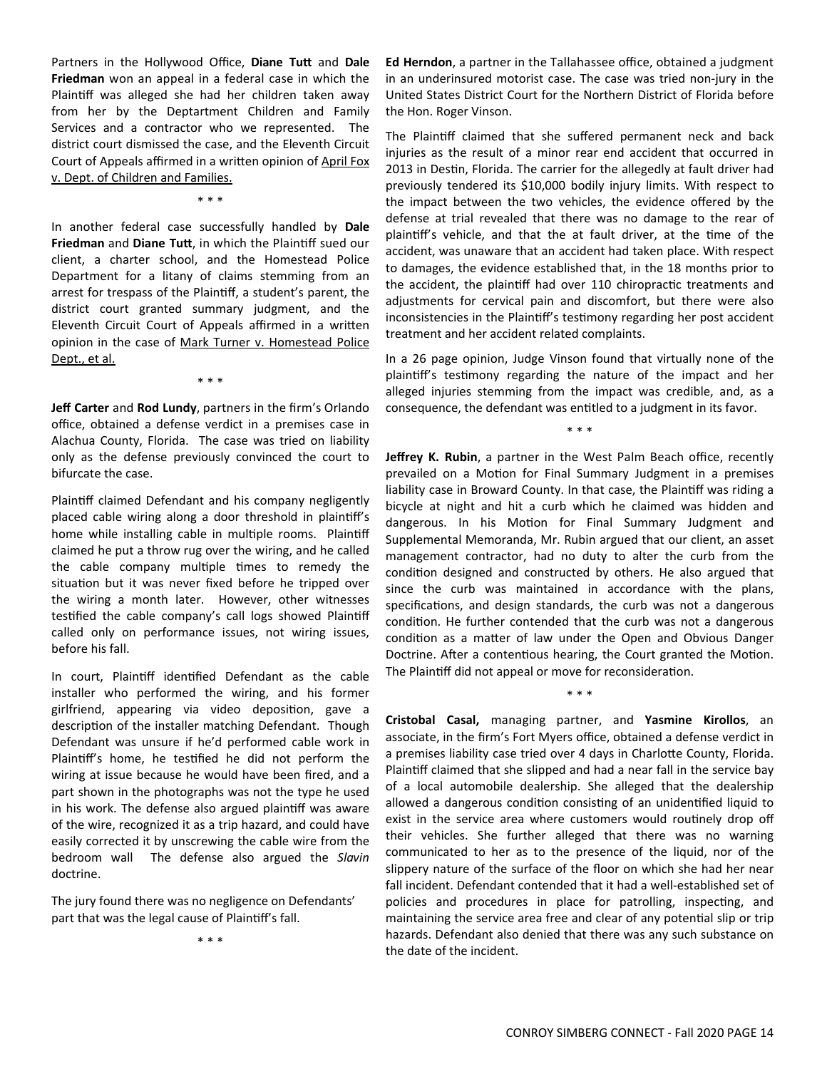Partners in the Hollywood Office, **Diane Tutt** and **Dale Friedman** won an appeal in a federal case in which the Plaintiff was alleged she had her children taken away from her by the Deptartment Children and Family Services and a contractor who we represented. The district court dismissed the case, and the Eleventh Circuit Court of Appeals affirmed in a written opinion of April Fox v. Dept. of Children and Families.

\* \* \*

In another federal case successfully handled by **Dale Friedman** and **Diane Tutt**, in which the Plaintiff sued our client, a charter school, and the Homestead Police Department for a litany of claims stemming from an arrest for trespass of the Plaintiff, a student's parent, the district court granted summary judgment, and the Eleventh Circuit Court of Appeals affirmed in a written opinion in the case of Mark Turner v. Homestead Police Dept., et al.

\* \* \*

**Jeff Carter** and **Rod Lundy**, partners in the firm's Orlando office, obtained a defense verdict in a premises case in Alachua County, Florida. The case was tried on liability only as the defense previously convinced the court to bifurcate the case.

Plaintiff claimed Defendant and his company negligently placed cable wiring along a door threshold in plaintiff's home while installing cable in multiple rooms. Plaintiff claimed he put a throw rug over the wiring, and he called the cable company multiple times to remedy the situation but it was never fixed before he tripped over the wiring a month later. However, other witnesses testified the cable company's call logs showed Plaintiff called only on performance issues, not wiring issues, before his fall.

In court, Plaintiff identified Defendant as the cable installer who performed the wiring, and his former girlfriend, appearing via video deposition, gave a description of the installer matching Defendant. Though Defendant was unsure if he'd performed cable work in Plaintiff's home, he testified he did not perform the wiring at issue because he would have been fired, and a part shown in the photographs was not the type he used in his work. The defense also argued plaintiff was aware of the wire, recognized it as a trip hazard, and could have easily corrected it by unscrewing the cable wire from the bedroom wall The defense also argued the *Slavin* doctrine.

The jury found there was no negligence on Defendants' part that was the legal cause of Plaintiff's fall.

\* \* \*

**Ed Herndon**, a partner in the Tallahassee office, obtained a judgment in an underinsured motorist case. The case was tried non-jury in the United States District Court for the Northern District of Florida before the Hon. Roger Vinson.

The Plaintiff claimed that she suffered permanent neck and back injuries as the result of a minor rear end accident that occurred in 2013 in Destin, Florida. The carrier for the allegedly at fault driver had previously tendered its $10,000 bodily injury limits. With respect to the impact between the two vehicles, the evidence offered by the defense at trial revealed that there was no damage to the rear of plaintiff's vehicle, and that the at fault driver, at the time of the accident, was unaware that an accident had taken place. With respect to damages, the evidence established that, in the 18 months prior to the accident, the plaintiff had over 110 chiropractic treatments and adjustments for cervical pain and discomfort, but there were also inconsistencies in the Plaintiff's testimony regarding her post accident treatment and her accident related complaints.

In a 26 page opinion, Judge Vinson found that virtually none of the plaintiff's testimony regarding the nature of the impact and her alleged injuries stemming from the impact was credible, and, as a consequence, the defendant was entitled to a judgment in its favor.

\* \* \*

**Jeffrey K. Rubin**, a partner in the West Palm Beach office, recently prevailed on a Motion for Final Summary Judgment in a premises liability case in Broward County. In that case, the Plaintiff was riding a bicycle at night and hit a curb which he claimed was hidden and dangerous. In his Motion for Final Summary Judgment and Supplemental Memoranda, Mr. Rubin argued that our client, an asset management contractor, had no duty to alter the curb from the condition designed and constructed by others. He also argued that since the curb was maintained in accordance with the plans, specifications, and design standards, the curb was not a dangerous condition. He further contended that the curb was not a dangerous condition as a matter of law under the Open and Obvious Danger Doctrine. After a contentious hearing, the Court granted the Motion. The Plaintiff did not appeal or move for reconsideration.

\* \* \*

**Cristobal Casal,** managing partner, and **Yasmine Kirollos**, an associate, in the firm's Fort Myers office, obtained a defense verdict in a premises liability case tried over 4 days in Charlotte County, Florida. Plaintiff claimed that she slipped and had a near fall in the service bay of a local automobile dealership. She alleged that the dealership allowed a dangerous condition consisting of an unidentified liquid to exist in the service area where customers would routinely drop off their vehicles. She further alleged that there was no warning communicated to her as to the presence of the liquid, nor of the slippery nature of the surface of the floor on which she had her near fall incident. Defendant contended that it had a well-established set of policies and procedures in place for patrolling, inspecting, and maintaining the service area free and clear of any potential slip or trip hazards. Defendant also denied that there was any such substance on the date of the incident.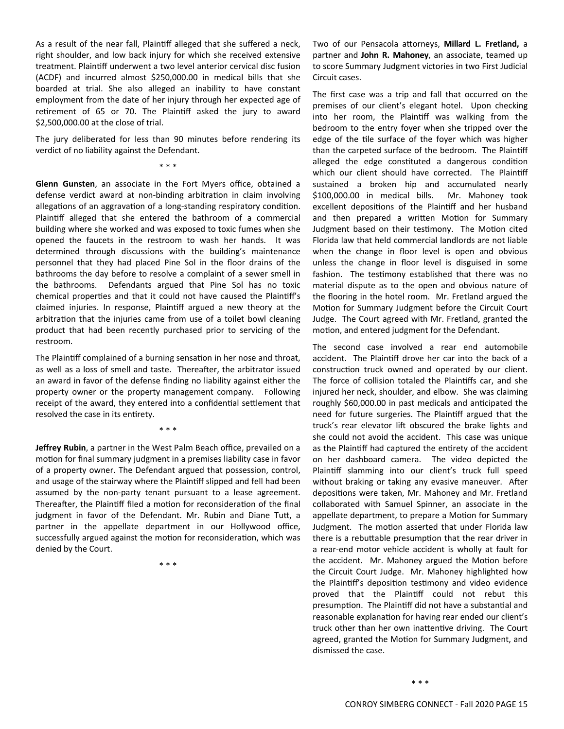As a result of the near fall, Plaintiff alleged that she suffered a neck, right shoulder, and low back injury for which she received extensive treatment. Plaintiff underwent a two level anterior cervical disc fusion (ACDF) and incurred almost $250,000.00 in medical bills that she boarded at trial. She also alleged an inability to have constant employment from the date of her injury through her expected age of retirement of 65 or 70. The Plaintiff asked the jury to award $2,500,000.00 at the close of trial.

The jury deliberated for less than 90 minutes before rendering its verdict of no liability against the Defendant.

\* \* \*

**Glenn Gunsten**, an associate in the Fort Myers office, obtained a defense verdict award at non-binding arbitration in claim involving allegations of an aggravation of a long-standing respiratory condition. Plaintiff alleged that she entered the bathroom of a commercial building where she worked and was exposed to toxic fumes when she opened the faucets in the restroom to wash her hands. It was determined through discussions with the building's maintenance personnel that they had placed Pine Sol in the floor drains of the bathrooms the day before to resolve a complaint of a sewer smell in the bathrooms. Defendants argued that Pine Sol has no toxic chemical properties and that it could not have caused the Plaintiff's claimed injuries. In response, Plaintiff argued a new theory at the arbitration that the injuries came from use of a toilet bowl cleaning product that had been recently purchased prior to servicing of the restroom.

The Plaintiff complained of a burning sensation in her nose and throat, as well as a loss of smell and taste. Thereafter, the arbitrator issued an award in favor of the defense finding no liability against either the property owner or the property management company. Following receipt of the award, they entered into a confidential settlement that resolved the case in its entirety.

\* \* \*

**Jeffrey Rubin**, a partner in the West Palm Beach office, prevailed on a motion for final summary judgment in a premises liability case in favor of a property owner. The Defendant argued that possession, control, and usage of the stairway where the Plaintiff slipped and fell had been assumed by the non-party tenant pursuant to a lease agreement. Thereafter, the Plaintiff filed a motion for reconsideration of the final judgment in favor of the Defendant. Mr. Rubin and Diane Tutt, a partner in the appellate department in our Hollywood office, successfully argued against the motion for reconsideration, which was denied by the Court.

\* \* \*

Two of our Pensacola attorneys, **Millard L. Fretland,** a partner and **John R. Mahoney**, an associate, teamed up to score Summary Judgment victories in two First Judicial Circuit cases.

The first case was a trip and fall that occurred on the premises of our client's elegant hotel. Upon checking into her room, the Plaintiff was walking from the bedroom to the entry foyer when she tripped over the edge of the tile surface of the foyer which was higher than the carpeted surface of the bedroom. The Plaintiff alleged the edge constituted a dangerous condition which our client should have corrected. The Plaintiff sustained a broken hip and accumulated nearly $100,000.00 in medical bills. Mr. Mahoney took excellent depositions of the Plaintiff and her husband and then prepared a written Motion for Summary Judgment based on their testimony. The Motion cited Florida law that held commercial landlords are not liable when the change in floor level is open and obvious unless the change in floor level is disguised in some fashion. The testimony established that there was no material dispute as to the open and obvious nature of the flooring in the hotel room. Mr. Fretland argued the Motion for Summary Judgment before the Circuit Court Judge. The Court agreed with Mr. Fretland, granted the motion, and entered judgment for the Defendant.

The second case involved a rear end automobile accident. The Plaintiff drove her car into the back of a construction truck owned and operated by our client. The force of collision totaled the Plaintiffs car, and she injured her neck, shoulder, and elbow. She was claiming roughly $60,000.00 in past medicals and anticipated the need for future surgeries. The Plaintiff argued that the truck's rear elevator lift obscured the brake lights and she could not avoid the accident. This case was unique as the Plaintiff had captured the entirety of the accident on her dashboard camera. The video depicted the Plaintiff slamming into our client's truck full speed without braking or taking any evasive maneuver. After depositions were taken, Mr. Mahoney and Mr. Fretland collaborated with Samuel Spinner, an associate in the appellate department, to prepare a Motion for Summary Judgment. The motion asserted that under Florida law there is a rebuttable presumption that the rear driver in a rear-end motor vehicle accident is wholly at fault for the accident. Mr. Mahoney argued the Motion before the Circuit Court Judge. Mr. Mahoney highlighted how the Plaintiff's deposition testimony and video evidence proved that the Plaintiff could not rebut this presumption. The Plaintiff did not have a substantial and reasonable explanation for having rear ended our client's truck other than her own inattentive driving. The Court agreed, granted the Motion for Summary Judgment, and dismissed the case.

\* \* \*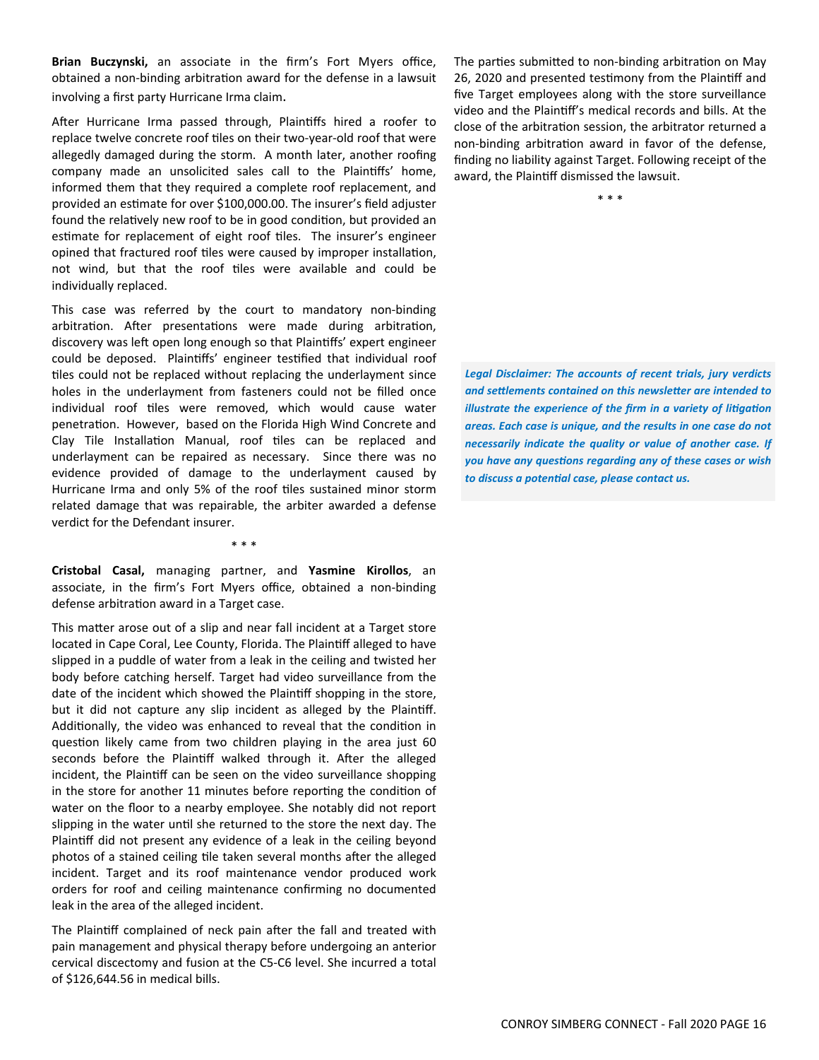**Brian Buczynski,** an associate in the firm's Fort Myers office, obtained a non-binding arbitration award for the defense in a lawsuit involving a first party Hurricane Irma claim.

After Hurricane Irma passed through, Plaintiffs hired a roofer to replace twelve concrete roof tiles on their two-year-old roof that were allegedly damaged during the storm. A month later, another roofing company made an unsolicited sales call to the Plaintiffs' home, informed them that they required a complete roof replacement, and provided an estimate for over $100,000.00. The insurer's field adjuster found the relatively new roof to be in good condition, but provided an estimate for replacement of eight roof tiles. The insurer's engineer opined that fractured roof tiles were caused by improper installation, not wind, but that the roof tiles were available and could be individually replaced.

This case was referred by the court to mandatory non-binding arbitration. After presentations were made during arbitration, discovery was left open long enough so that Plaintiffs' expert engineer could be deposed. Plaintiffs' engineer testified that individual roof tiles could not be replaced without replacing the underlayment since holes in the underlayment from fasteners could not be filled once individual roof tiles were removed, which would cause water penetration. However, based on the Florida High Wind Concrete and Clay Tile Installation Manual, roof tiles can be replaced and underlayment can be repaired as necessary. Since there was no evidence provided of damage to the underlayment caused by Hurricane Irma and only 5% of the roof tiles sustained minor storm related damage that was repairable, the arbiter awarded a defense verdict for the Defendant insurer.

\* \* \*

**Cristobal Casal,** managing partner, and **Yasmine Kirollos**, an associate, in the firm's Fort Myers office, obtained a non-binding defense arbitration award in a Target case.

This matter arose out of a slip and near fall incident at a Target store located in Cape Coral, Lee County, Florida. The Plaintiff alleged to have slipped in a puddle of water from a leak in the ceiling and twisted her body before catching herself. Target had video surveillance from the date of the incident which showed the Plaintiff shopping in the store, but it did not capture any slip incident as alleged by the Plaintiff. Additionally, the video was enhanced to reveal that the condition in question likely came from two children playing in the area just 60 seconds before the Plaintiff walked through it. After the alleged incident, the Plaintiff can be seen on the video surveillance shopping in the store for another 11 minutes before reporting the condition of water on the floor to a nearby employee. She notably did not report slipping in the water until she returned to the store the next day. The Plaintiff did not present any evidence of a leak in the ceiling beyond photos of a stained ceiling tile taken several months after the alleged incident. Target and its roof maintenance vendor produced work orders for roof and ceiling maintenance confirming no documented leak in the area of the alleged incident.

The Plaintiff complained of neck pain after the fall and treated with pain management and physical therapy before undergoing an anterior cervical discectomy and fusion at the C5-C6 level. She incurred a total of $126,644.56 in medical bills.

The parties submitted to non-binding arbitration on May 26, 2020 and presented testimony from the Plaintiff and five Target employees along with the store surveillance video and the Plaintiff's medical records and bills. At the close of the arbitration session, the arbitrator returned a non-binding arbitration award in favor of the defense, finding no liability against Target. Following receipt of the award, the Plaintiff dismissed the lawsuit.

\* \* \*

***Legal Disclaimer: The accounts of recent trials, jury verdicts and settlements contained on this newsletter are intended to illustrate the experience of the firm in a variety of litigation areas. Each case is unique, and the results in one case do not necessarily indicate the quality or value of another case. If you have any questions regarding any of these cases or wish to discuss a potential case, please contact us.***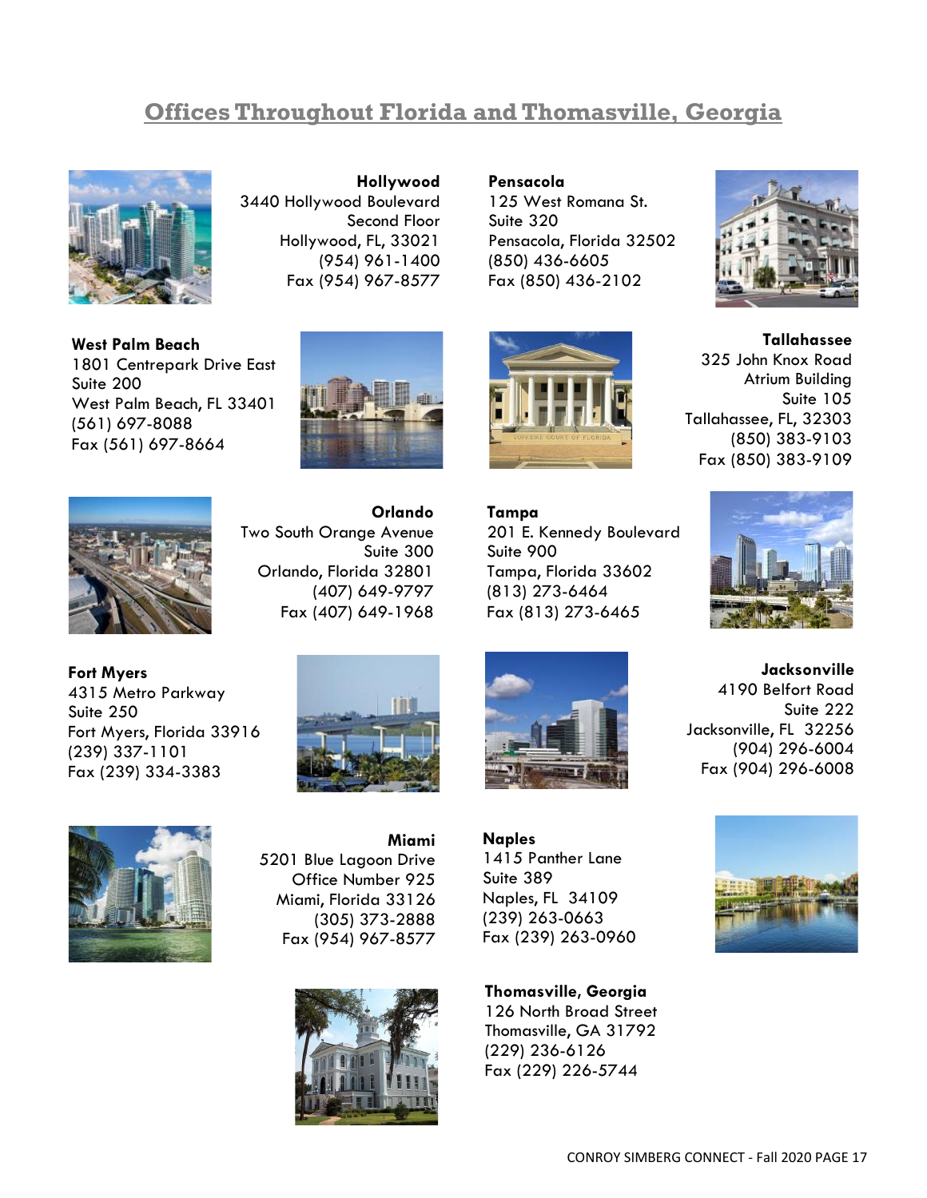## Offices Throughout Florida and Thomasville, Georgia

**Hollywood**
3440 Hollywood Boulevard
Second Floor
Hollywood, FL, 33021
(954) 961-1400
Fax (954) 967-8577

**Pensacola**
125 West Romana St.
Suite 320
Pensacola, Florida 32502
(850) 436-6605
Fax (850) 436-2102

**West Palm Beach**
1801 Centrepark Drive East
Suite 200
West Palm Beach, FL 33401
(561) 697-8088
Fax (561) 697-8664

**Tallahassee**
325 John Knox Road
Atrium Building
Suite 105
Tallahassee, FL, 32303
(850) 383-9103
Fax (850) 383-9109

**Orlando**
Two South Orange Avenue
Suite 300
Orlando, Florida 32801
(407) 649-9797
Fax (407) 649-1968

**Tampa**
201 E. Kennedy Boulevard
Suite 900
Tampa, Florida 33602
(813) 273-6464
Fax (813) 273-6465

**Fort Myers**
4315 Metro Parkway
Suite 250
Fort Myers, Florida 33916
(239) 337-1101
Fax (239) 334-3383

**Jacksonville**
4190 Belfort Road
Suite 222
Jacksonville, FL 32256
(904) 296-6004
Fax (904) 296-6008

**Miami**
5201 Blue Lagoon Drive
Office Number 925
Miami, Florida 33126
(305) 373-2888
Fax (954) 967-8577

**Naples**
1415 Panther Lane
Suite 389
Naples, FL 34109
(239) 263-0663
Fax (239) 263-0960

**Thomasville, Georgia**
126 North Broad Street
Thomasville, GA 31792
(229) 236-6126
Fax (229) 226-5744